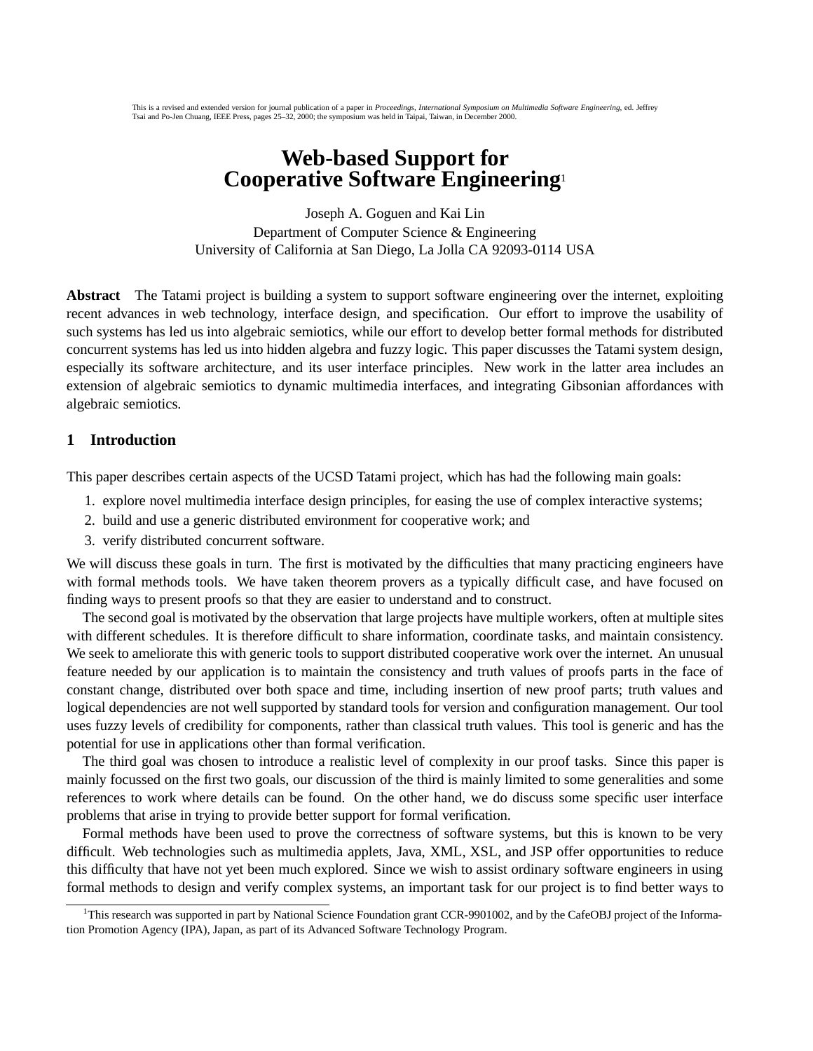This is a revised and extended version for journal publication of a paper in *Proceedings, International Symposium on Multimedia Software Engineering*, ed. Jeffrey Tsai and Po-Jen Chuang, IEEE Press, pages 25–32, 2000; the symposium was held in Taipai, Taiwan, in December 2000.

# Web-based Support for Cooperative Software Engineering[1]

Joseph A. Goguen and Kai Lin
Department of Computer Science & Engineering
University of California at San Diego, La Jolla CA 92093-0114 USA

**Abstract** The Tatami project is building a system to support software engineering over the internet, exploiting recent advances in web technology, interface design, and specification. Our effort to improve the usability of such systems has led us into algebraic semiotics, while our effort to develop better formal methods for distributed concurrent systems has led us into hidden algebra and fuzzy logic. This paper discusses the Tatami system design, especially its software architecture, and its user interface principles. New work in the latter area includes an extension of algebraic semiotics to dynamic multimedia interfaces, and integrating Gibsonian affordances with algebraic semiotics.

## 1 Introduction

This paper describes certain aspects of the UCSD Tatami project, which has had the following main goals:

1. explore novel multimedia interface design principles, for easing the use of complex interactive systems;
2. build and use a generic distributed environment for cooperative work; and
3. verify distributed concurrent software.

We will discuss these goals in turn. The first is motivated by the difficulties that many practicing engineers have with formal methods tools. We have taken theorem provers as a typically difficult case, and have focused on finding ways to present proofs so that they are easier to understand and to construct.

The second goal is motivated by the observation that large projects have multiple workers, often at multiple sites with different schedules. It is therefore difficult to share information, coordinate tasks, and maintain consistency. We seek to ameliorate this with generic tools to support distributed cooperative work over the internet. An unusual feature needed by our application is to maintain the consistency and truth values of proofs parts in the face of constant change, distributed over both space and time, including insertion of new proof parts; truth values and logical dependencies are not well supported by standard tools for version and configuration management. Our tool uses fuzzy levels of credibility for components, rather than classical truth values. This tool is generic and has the potential for use in applications other than formal verification.

The third goal was chosen to introduce a realistic level of complexity in our proof tasks. Since this paper is mainly focussed on the first two goals, our discussion of the third is mainly limited to some generalities and some references to work where details can be found. On the other hand, we do discuss some specific user interface problems that arise in trying to provide better support for formal verification.

Formal methods have been used to prove the correctness of software systems, but this is known to be very difficult. Web technologies such as multimedia applets, Java, XML, XSL, and JSP offer opportunities to reduce this difficulty that have not yet been much explored. Since we wish to assist ordinary software engineers in using formal methods to design and verify complex systems, an important task for our project is to find better ways to

[1] This research was supported in part by National Science Foundation grant CCR-9901002, and by the CafeOBJ project of the Information Promotion Agency (IPA), Japan, as part of its Advanced Software Technology Program.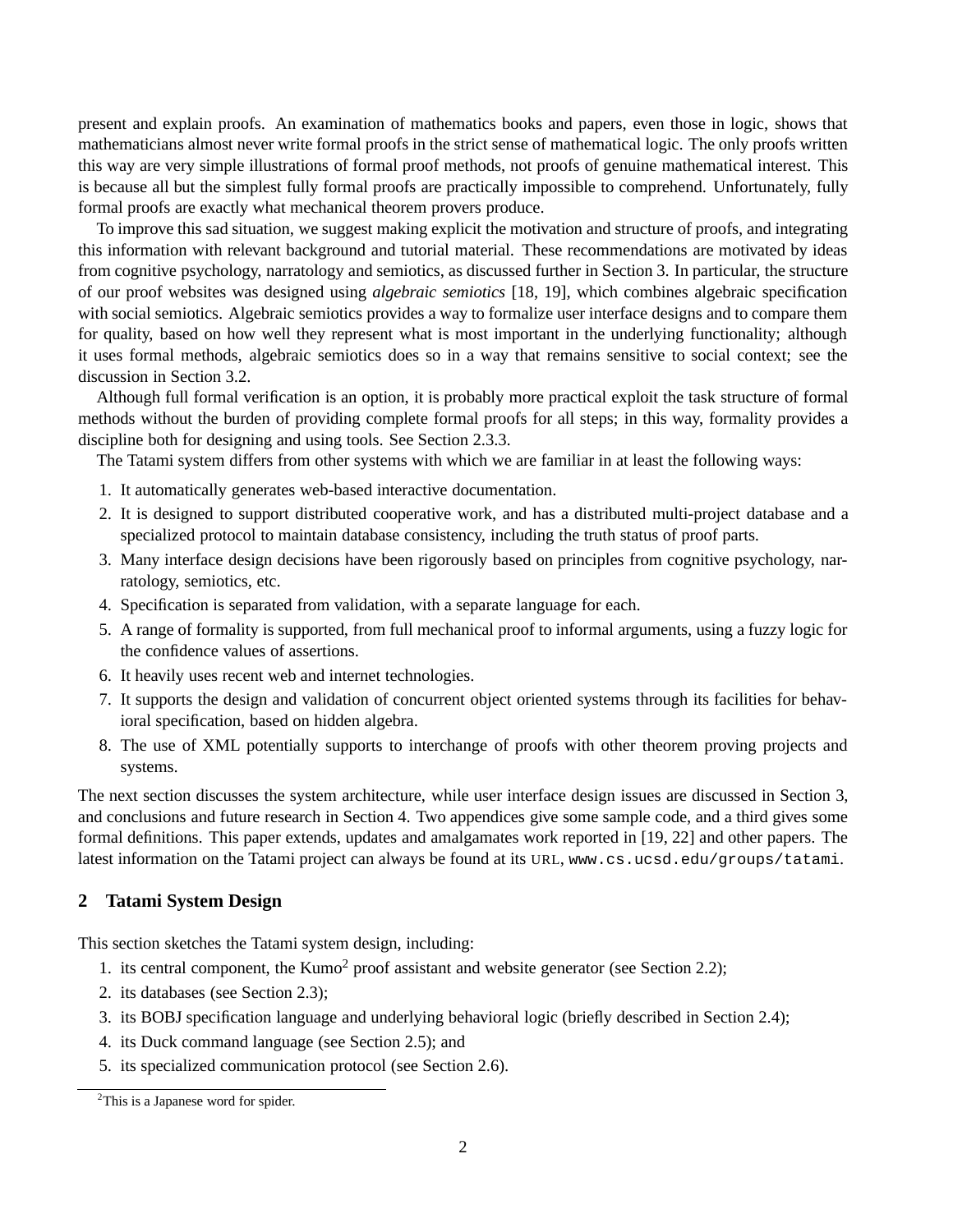present and explain proofs. An examination of mathematics books and papers, even those in logic, shows that mathematicians almost never write formal proofs in the strict sense of mathematical logic. The only proofs written this way are very simple illustrations of formal proof methods, not proofs of genuine mathematical interest. This is because all but the simplest fully formal proofs are practically impossible to comprehend. Unfortunately, fully formal proofs are exactly what mechanical theorem provers produce.

To improve this sad situation, we suggest making explicit the motivation and structure of proofs, and integrating this information with relevant background and tutorial material. These recommendations are motivated by ideas from cognitive psychology, narratology and semiotics, as discussed further in Section 3. In particular, the structure of our proof websites was designed using *algebraic semiotics* [18, 19], which combines algebraic specification with social semiotics. Algebraic semiotics provides a way to formalize user interface designs and to compare them for quality, based on how well they represent what is most important in the underlying functionality; although it uses formal methods, algebraic semiotics does so in a way that remains sensitive to social context; see the discussion in Section 3.2.

Although full formal verification is an option, it is probably more practical exploit the task structure of formal methods without the burden of providing complete formal proofs for all steps; in this way, formality provides a discipline both for designing and using tools. See Section 2.3.3.

The Tatami system differs from other systems with which we are familiar in at least the following ways:

1. It automatically generates web-based interactive documentation.
2. It is designed to support distributed cooperative work, and has a distributed multi-project database and a specialized protocol to maintain database consistency, including the truth status of proof parts.
3. Many interface design decisions have been rigorously based on principles from cognitive psychology, narratology, semiotics, etc.
4. Specification is separated from validation, with a separate language for each.
5. A range of formality is supported, from full mechanical proof to informal arguments, using a fuzzy logic for the confidence values of assertions.
6. It heavily uses recent web and internet technologies.
7. It supports the design and validation of concurrent object oriented systems through its facilities for behavioral specification, based on hidden algebra.
8. The use of XML potentially supports to interchange of proofs with other theorem proving projects and systems.

The next section discusses the system architecture, while user interface design issues are discussed in Section 3, and conclusions and future research in Section 4. Two appendices give some sample code, and a third gives some formal definitions. This paper extends, updates and amalgamates work reported in [19, 22] and other papers. The latest information on the Tatami project can always be found at its URL, `www.cs.ucsd.edu/groups/tatami`.

## 2 Tatami System Design

This section sketches the Tatami system design, including:

1. its central component, the Kumo[2] proof assistant and website generator (see Section 2.2);
2. its databases (see Section 2.3);
3. its BOBJ specification language and underlying behavioral logic (briefly described in Section 2.4);
4. its Duck command language (see Section 2.5); and
5. its specialized communication protocol (see Section 2.6).

[2]This is a Japanese word for spider.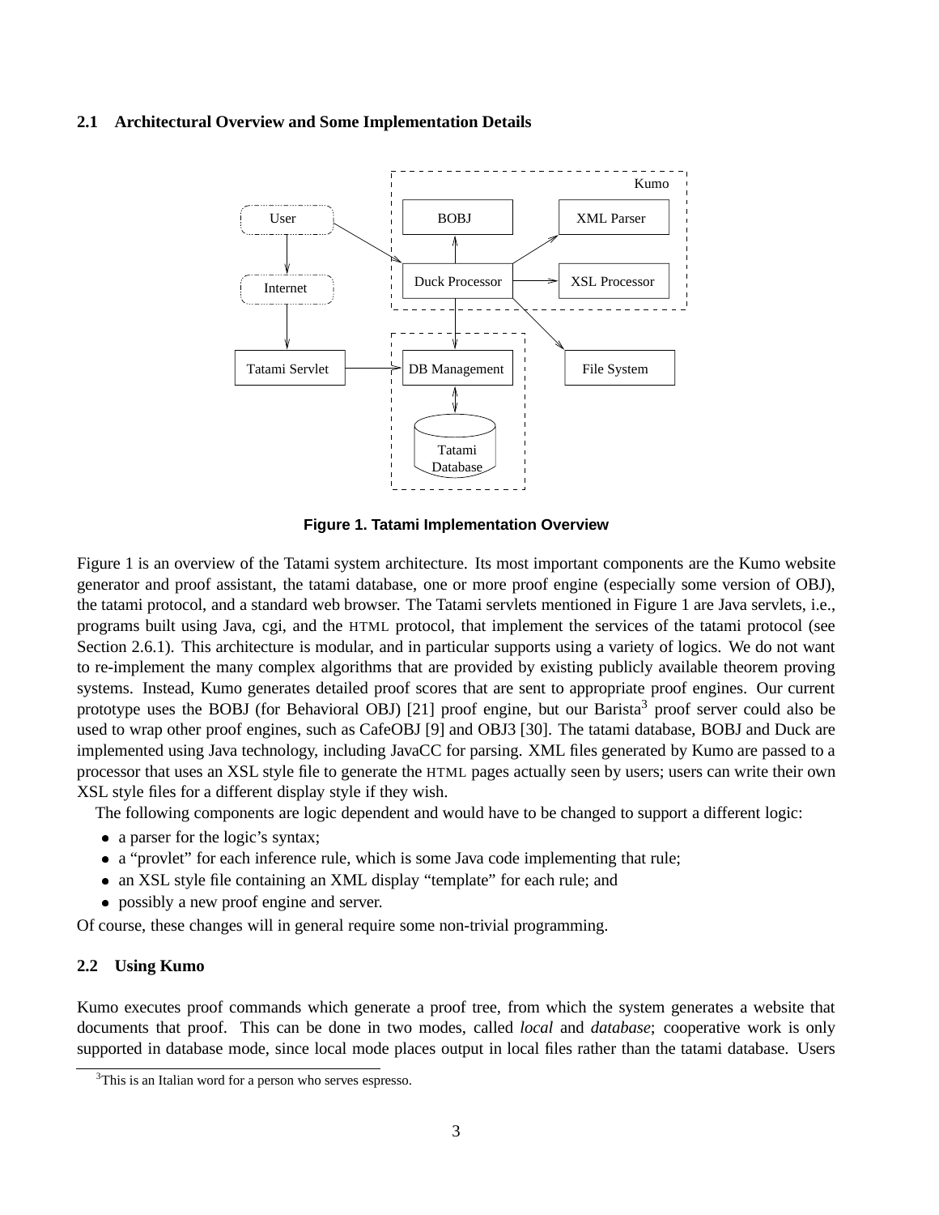### 2.1 Architectural Overview and Some Implementation Details

**Figure 1. Tatami Implementation Overview**

Figure 1 is an overview of the Tatami system architecture. Its most important components are the Kumo website generator and proof assistant, the tatami database, one or more proof engine (especially some version of OBJ), the tatami protocol, and a standard web browser. The Tatami servlets mentioned in Figure 1 are Java servlets, i.e., programs built using Java, cgi, and the HTML protocol, that implement the services of the tatami protocol (see Section 2.6.1). This architecture is modular, and in particular supports using a variety of logics. We do not want to re-implement the many complex algorithms that are provided by existing publicly available theorem proving systems. Instead, Kumo generates detailed proof scores that are sent to appropriate proof engines. Our current prototype uses the BOBJ (for Behavioral OBJ) [21] proof engine, but our Barista[3] proof server could also be used to wrap other proof engines, such as CafeOBJ [9] and OBJ3 [30]. The tatami database, BOBJ and Duck are implemented using Java technology, including JavaCC for parsing. XML files generated by Kumo are passed to a processor that uses an XSL style file to generate the HTML pages actually seen by users; users can write their own XSL style files for a different display style if they wish.

The following components are logic dependent and would have to be changed to support a different logic:

- a parser for the logic's syntax;
- a "provlet" for each inference rule, which is some Java code implementing that rule;
- an XSL style file containing an XML display "template" for each rule; and
- possibly a new proof engine and server.

Of course, these changes will in general require some non-trivial programming.

### 2.2 Using Kumo

Kumo executes proof commands which generate a proof tree, from which the system generates a website that documents that proof. This can be done in two modes, called *local* and *database*; cooperative work is only supported in database mode, since local mode places output in local files rather than the tatami database. Users

[3] This is an Italian word for a person who serves espresso.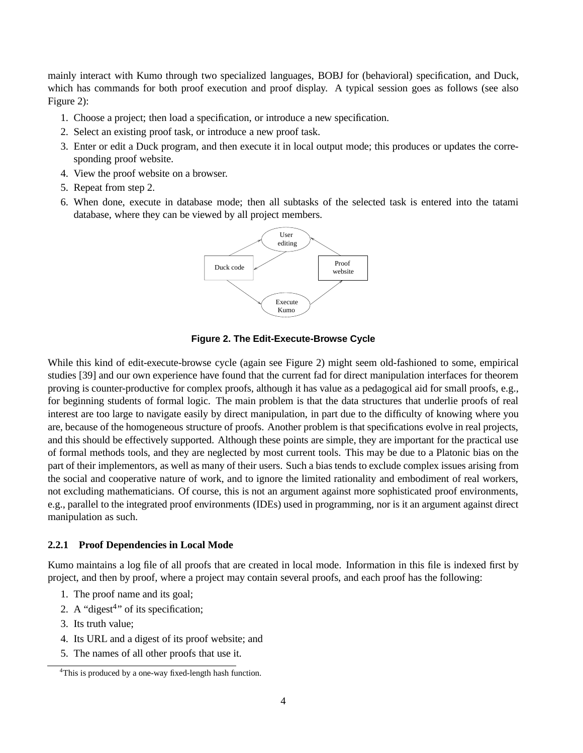mainly interact with Kumo through two specialized languages, BOBJ for (behavioral) specification, and Duck, which has commands for both proof execution and proof display. A typical session goes as follows (see also Figure 2):

1. Choose a project; then load a specification, or introduce a new specification.
2. Select an existing proof task, or introduce a new proof task.
3. Enter or edit a Duck program, and then execute it in local output mode; this produces or updates the corresponding proof website.
4. View the proof website on a browser.
5. Repeat from step 2.
6. When done, execute in database mode; then all subtasks of the selected task is entered into the tatami database, where they can be viewed by all project members.

**Figure 2. The Edit-Execute-Browse Cycle**

While this kind of edit-execute-browse cycle (again see Figure 2) might seem old-fashioned to some, empirical studies [39] and our own experience have found that the current fad for direct manipulation interfaces for theorem proving is counter-productive for complex proofs, although it has value as a pedagogical aid for small proofs, e.g., for beginning students of formal logic. The main problem is that the data structures that underlie proofs of real interest are too large to navigate easily by direct manipulation, in part due to the difficulty of knowing where you are, because of the homogeneous structure of proofs. Another problem is that specifications evolve in real projects, and this should be effectively supported. Although these points are simple, they are important for the practical use of formal methods tools, and they are neglected by most current tools. This may be due to a Platonic bias on the part of their implementors, as well as many of their users. Such a bias tends to exclude complex issues arising from the social and cooperative nature of work, and to ignore the limited rationality and embodiment of real workers, not excluding mathematicians. Of course, this is not an argument against more sophisticated proof environments, e.g., parallel to the integrated proof environments (IDEs) used in programming, nor is it an argument against direct manipulation as such.

#### 2.2.1 Proof Dependencies in Local Mode

Kumo maintains a log file of all proofs that are created in local mode. Information in this file is indexed first by project, and then by proof, where a project may contain several proofs, and each proof has the following:

1. The proof name and its goal;
2. A "digest[4]" of its specification;
3. Its truth value;
4. Its URL and a digest of its proof website; and
5. The names of all other proofs that use it.

[4]This is produced by a one-way fixed-length hash function.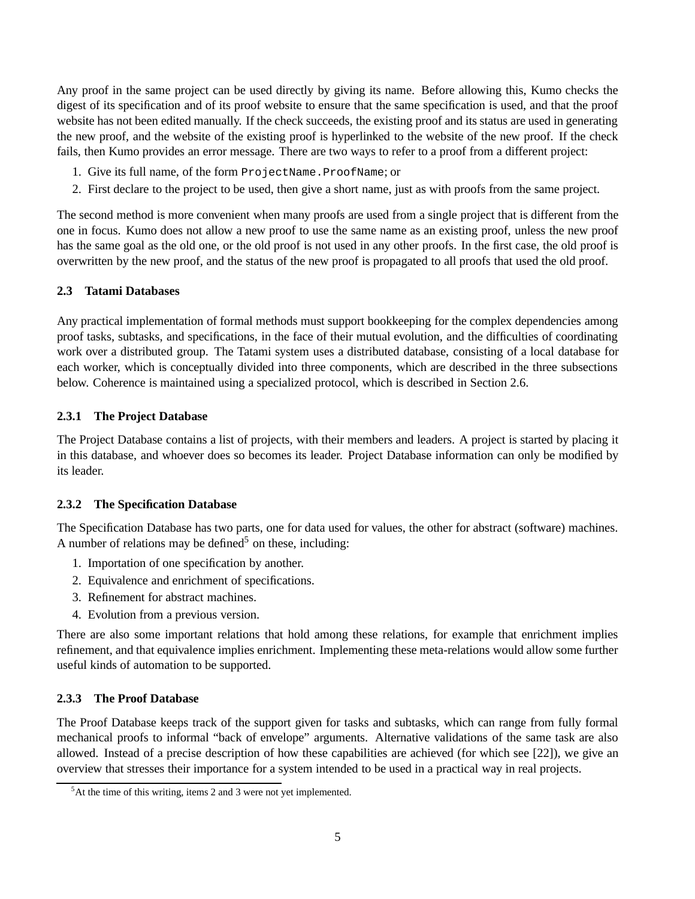Any proof in the same project can be used directly by giving its name. Before allowing this, Kumo checks the digest of its specification and of its proof website to ensure that the same specification is used, and that the proof website has not been edited manually. If the check succeeds, the existing proof and its status are used in generating the new proof, and the website of the existing proof is hyperlinked to the website of the new proof. If the check fails, then Kumo provides an error message. There are two ways to refer to a proof from a different project:

1. Give its full name, of the form `ProjectName.ProofName`; or
2. First declare to the project to be used, then give a short name, just as with proofs from the same project.

The second method is more convenient when many proofs are used from a single project that is different from the one in focus. Kumo does not allow a new proof to use the same name as an existing proof, unless the new proof has the same goal as the old one, or the old proof is not used in any other proofs. In the first case, the old proof is overwritten by the new proof, and the status of the new proof is propagated to all proofs that used the old proof.

### 2.3 Tatami Databases

Any practical implementation of formal methods must support bookkeeping for the complex dependencies among proof tasks, subtasks, and specifications, in the face of their mutual evolution, and the difficulties of coordinating work over a distributed group. The Tatami system uses a distributed database, consisting of a local database for each worker, which is conceptually divided into three components, which are described in the three subsections below. Coherence is maintained using a specialized protocol, which is described in Section 2.6.

#### 2.3.1 The Project Database

The Project Database contains a list of projects, with their members and leaders. A project is started by placing it in this database, and whoever does so becomes its leader. Project Database information can only be modified by its leader.

#### 2.3.2 The Specification Database

The Specification Database has two parts, one for data used for values, the other for abstract (software) machines. A number of relations may be defined[5] on these, including:

1. Importation of one specification by another.
2. Equivalence and enrichment of specifications.
3. Refinement for abstract machines.
4. Evolution from a previous version.

There are also some important relations that hold among these relations, for example that enrichment implies refinement, and that equivalence implies enrichment. Implementing these meta-relations would allow some further useful kinds of automation to be supported.

#### 2.3.3 The Proof Database

The Proof Database keeps track of the support given for tasks and subtasks, which can range from fully formal mechanical proofs to informal "back of envelope" arguments. Alternative validations of the same task are also allowed. Instead of a precise description of how these capabilities are achieved (for which see [22]), we give an overview that stresses their importance for a system intended to be used in a practical way in real projects.

[5]At the time of this writing, items 2 and 3 were not yet implemented.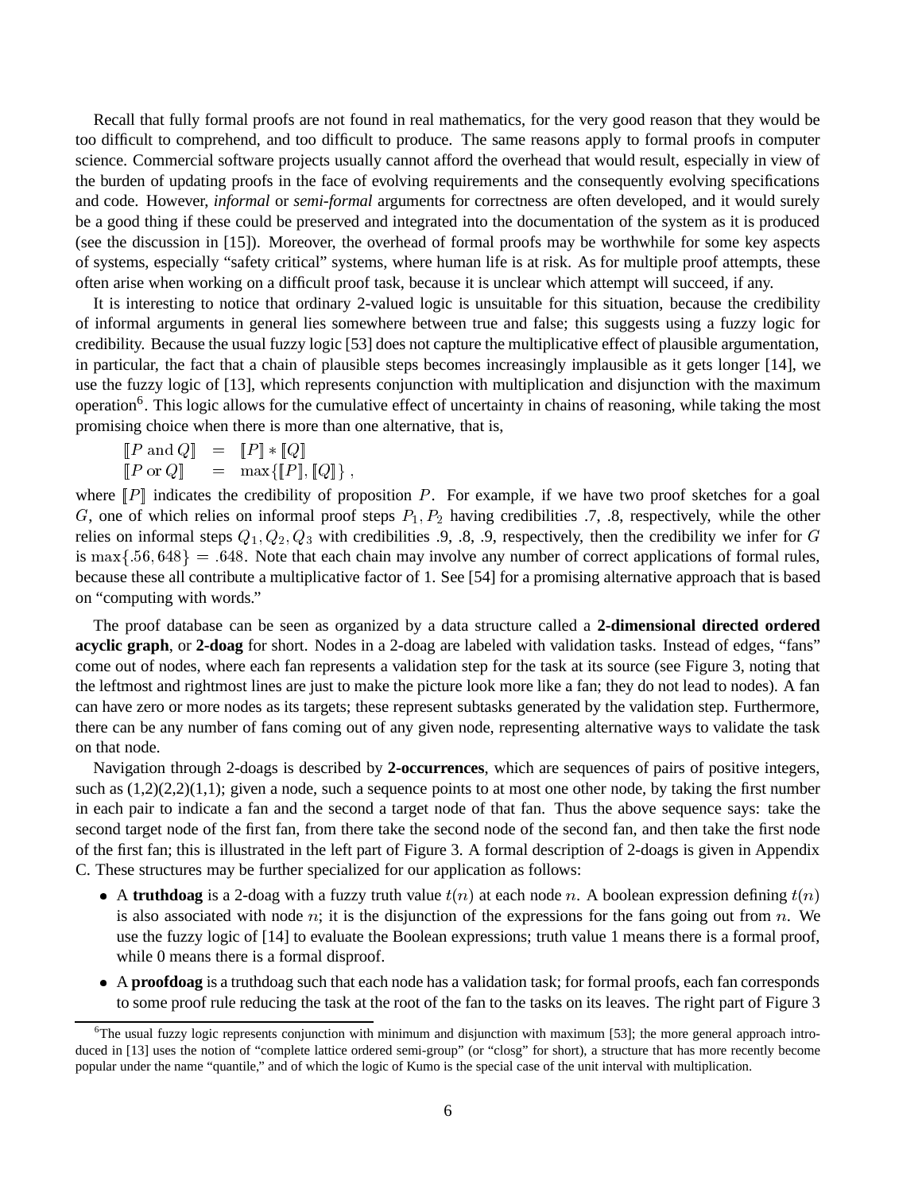Recall that fully formal proofs are not found in real mathematics, for the very good reason that they would be too difficult to comprehend, and too difficult to produce. The same reasons apply to formal proofs in computer science. Commercial software projects usually cannot afford the overhead that would result, especially in view of the burden of updating proofs in the face of evolving requirements and the consequently evolving specifications and code. However, *informal* or *semi-formal* arguments for correctness are often developed, and it would surely be a good thing if these could be preserved and integrated into the documentation of the system as it is produced (see the discussion in [15]). Moreover, the overhead of formal proofs may be worthwhile for some key aspects of systems, especially "safety critical" systems, where human life is at risk. As for multiple proof attempts, these often arise when working on a difficult proof task, because it is unclear which attempt will succeed, if any.

It is interesting to notice that ordinary 2-valued logic is unsuitable for this situation, because the credibility of informal arguments in general lies somewhere between true and false; this suggests using a fuzzy logic for credibility. Because the usual fuzzy logic [53] does not capture the multiplicative effect of plausible argumentation, in particular, the fact that a chain of plausible steps becomes increasingly implausible as it gets longer [14], we use the fuzzy logic of [13], which represents conjunction with multiplication and disjunction with the maximum operation[6]. This logic allows for the cumulative effect of uncertainty in chains of reasoning, while taking the most promising choice when there is more than one alternative, that is,

$$
\begin{aligned}
[\![P \text{ and } Q]\!] &= [\![P]\!] * [\![Q]\!] \\
[\![P \text{ or } Q]\!] &= \max\{[\![P]\!], [\![Q]\!]\}\,,
\end{aligned}
$$

where $[\![P]\!]$ indicates the credibility of proposition $P$. For example, if we have two proof sketches for a goal $G$, one of which relies on informal proof steps $P_1, P_2$ having credibilities .7, .8, respectively, while the other relies on informal steps $Q_1, Q_2, Q_3$ with credibilities .9, .8, .9, respectively, then the credibility we infer for $G$ is $\max\{.56, 648\} = .648$. Note that each chain may involve any number of correct applications of formal rules, because these all contribute a multiplicative factor of 1. See [54] for a promising alternative approach that is based on "computing with words."

The proof database can be seen as organized by a data structure called a **2-dimensional directed ordered acyclic graph**, or **2-doag** for short. Nodes in a 2-doag are labeled with validation tasks. Instead of edges, "fans" come out of nodes, where each fan represents a validation step for the task at its source (see Figure 3, noting that the leftmost and rightmost lines are just to make the picture look more like a fan; they do not lead to nodes). A fan can have zero or more nodes as its targets; these represent subtasks generated by the validation step. Furthermore, there can be any number of fans coming out of any given node, representing alternative ways to validate the task on that node.

Navigation through 2-doags is described by **2-occurrences**, which are sequences of pairs of positive integers, such as (1,2)(2,2)(1,1); given a node, such a sequence points to at most one other node, by taking the first number in each pair to indicate a fan and the second a target node of that fan. Thus the above sequence says: take the second target node of the first fan, from there take the second node of the second fan, and then take the first node of the first fan; this is illustrated in the left part of Figure 3. A formal description of 2-doags is given in Appendix C. These structures may be further specialized for our application as follows:

- A **truthdoag** is a 2-doag with a fuzzy truth value $t(n)$ at each node $n$. A boolean expression defining $t(n)$ is also associated with node $n$; it is the disjunction of the expressions for the fans going out from $n$. We use the fuzzy logic of [14] to evaluate the Boolean expressions; truth value 1 means there is a formal proof, while 0 means there is a formal disproof.
- A **proofdoag** is a truthdoag such that each node has a validation task; for formal proofs, each fan corresponds to some proof rule reducing the task at the root of the fan to the tasks on its leaves. The right part of Figure 3

[6] The usual fuzzy logic represents conjunction with minimum and disjunction with maximum [53]; the more general approach introduced in [13] uses the notion of "complete lattice ordered semi-group" (or "closg" for short), a structure that has more recently become popular under the name "quantile," and of which the logic of Kumo is the special case of the unit interval with multiplication.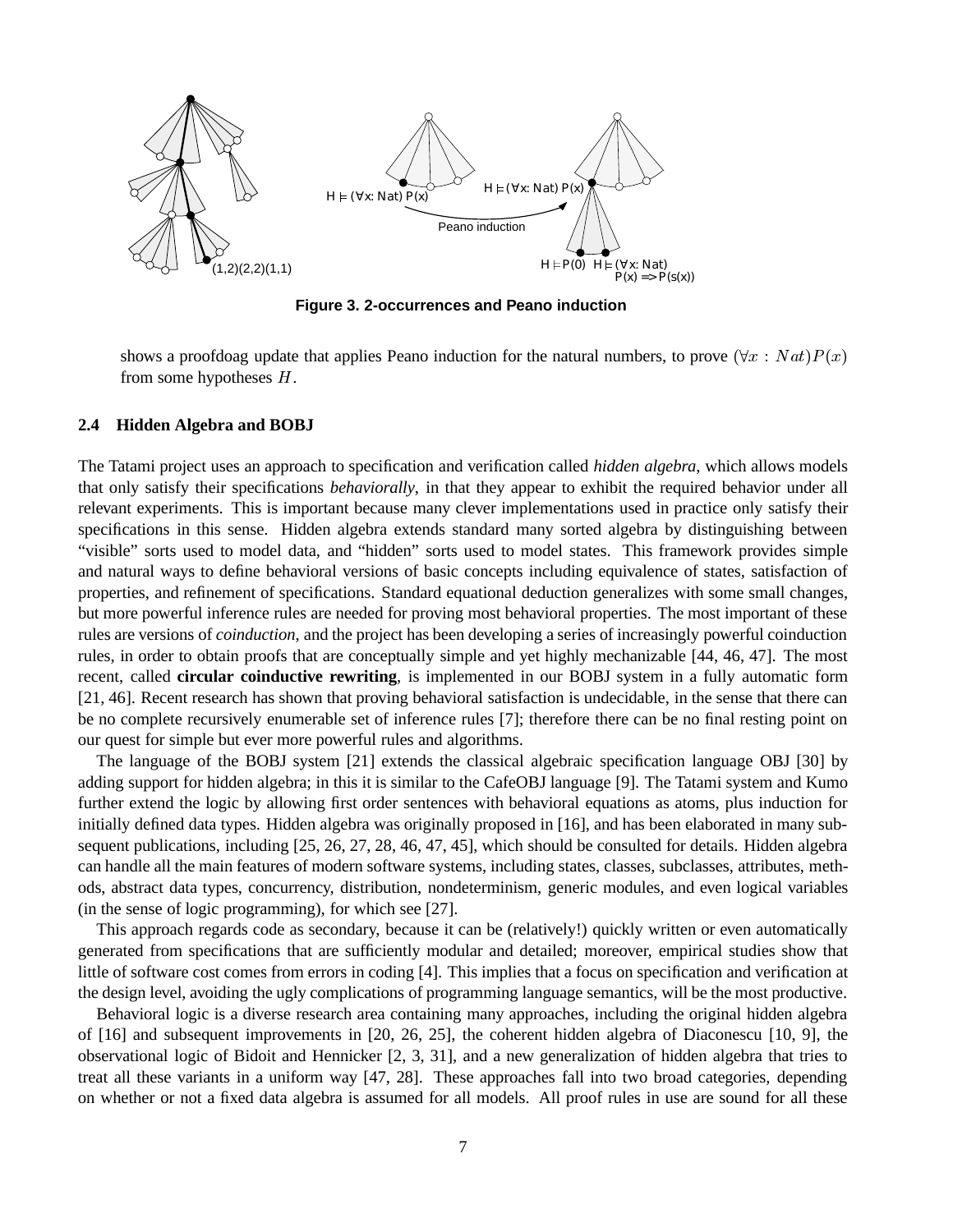Figure 3. 2-occurrences and Peano induction

shows a proofdoag update that applies Peano induction for the natural numbers, to prove $(\forall x : Nat)P(x)$ from some hypotheses $H$.

### 2.4 Hidden Algebra and BOBJ

The Tatami project uses an approach to specification and verification called *hidden algebra*, which allows models that only satisfy their specifications *behaviorally*, in that they appear to exhibit the required behavior under all relevant experiments. This is important because many clever implementations used in practice only satisfy their specifications in this sense. Hidden algebra extends standard many sorted algebra by distinguishing between "visible" sorts used to model data, and "hidden" sorts used to model states. This framework provides simple and natural ways to define behavioral versions of basic concepts including equivalence of states, satisfaction of properties, and refinement of specifications. Standard equational deduction generalizes with some small changes, but more powerful inference rules are needed for proving most behavioral properties. The most important of these rules are versions of *coinduction*, and the project has been developing a series of increasingly powerful coinduction rules, in order to obtain proofs that are conceptually simple and yet highly mechanizable [44, 46, 47]. The most recent, called **circular coinductive rewriting**, is implemented in our BOBJ system in a fully automatic form [21, 46]. Recent research has shown that proving behavioral satisfaction is undecidable, in the sense that there can be no complete recursively enumerable set of inference rules [7]; therefore there can be no final resting point on our quest for simple but ever more powerful rules and algorithms.

The language of the BOBJ system [21] extends the classical algebraic specification language OBJ [30] by adding support for hidden algebra; in this it is similar to the CafeOBJ language [9]. The Tatami system and Kumo further extend the logic by allowing first order sentences with behavioral equations as atoms, plus induction for initially defined data types. Hidden algebra was originally proposed in [16], and has been elaborated in many subsequent publications, including [25, 26, 27, 28, 46, 47, 45], which should be consulted for details. Hidden algebra can handle all the main features of modern software systems, including states, classes, subclasses, attributes, methods, abstract data types, concurrency, distribution, nondeterminism, generic modules, and even logical variables (in the sense of logic programming), for which see [27].

This approach regards code as secondary, because it can be (relatively!) quickly written or even automatically generated from specifications that are sufficiently modular and detailed; moreover, empirical studies show that little of software cost comes from errors in coding [4]. This implies that a focus on specification and verification at the design level, avoiding the ugly complications of programming language semantics, will be the most productive.

Behavioral logic is a diverse research area containing many approaches, including the original hidden algebra of [16] and subsequent improvements in [20, 26, 25], the coherent hidden algebra of Diaconescu [10, 9], the observational logic of Bidoit and Hennicker [2, 3, 31], and a new generalization of hidden algebra that tries to treat all these variants in a uniform way [47, 28]. These approaches fall into two broad categories, depending on whether or not a fixed data algebra is assumed for all models. All proof rules in use are sound for all these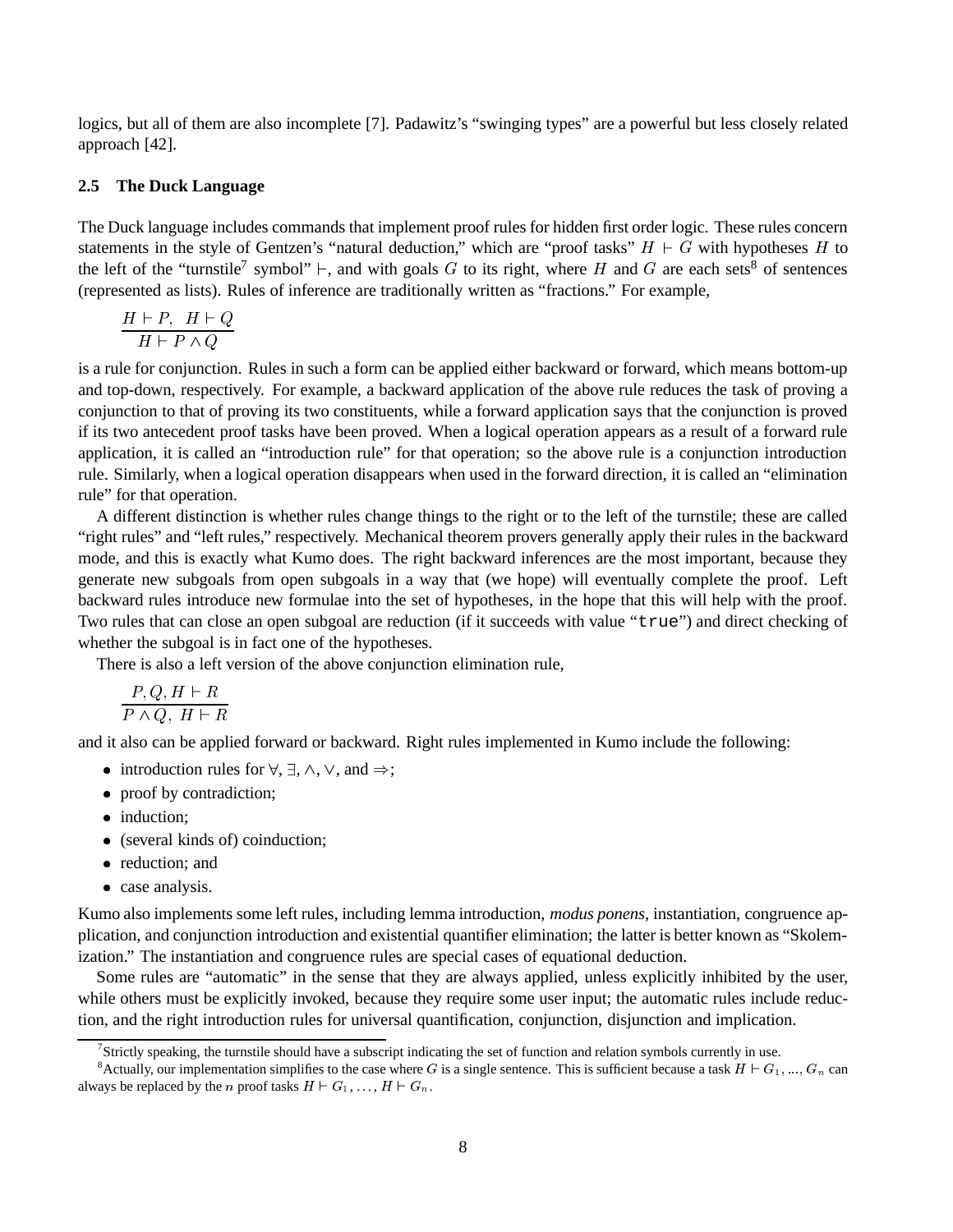logics, but all of them are also incomplete [7]. Padawitz's "swinging types" are a powerful but less closely related approach [42].

### 2.5 The Duck Language

The Duck language includes commands that implement proof rules for hidden first order logic. These rules concern statements in the style of Gentzen's "natural deduction," which are "proof tasks" $H \vdash G$ with hypotheses $H$ to the left of the "turnstile[7] symbol" $\vdash$, and with goals $G$ to its right, where $H$ and $G$ are each sets[8] of sentences (represented as lists). Rules of inference are traditionally written as "fractions." For example,

$$\frac{H \vdash P, \;\; H \vdash Q}{H \vdash P \wedge Q}$$

is a rule for conjunction. Rules in such a form can be applied either backward or forward, which means bottom-up and top-down, respectively. For example, a backward application of the above rule reduces the task of proving a conjunction to that of proving its two constituents, while a forward application says that the conjunction is proved if its two antecedent proof tasks have been proved. When a logical operation appears as a result of a forward rule application, it is called an "introduction rule" for that operation; so the above rule is a conjunction introduction rule. Similarly, when a logical operation disappears when used in the forward direction, it is called an "elimination rule" for that operation.

A different distinction is whether rules change things to the right or to the left of the turnstile; these are called "right rules" and "left rules," respectively. Mechanical theorem provers generally apply their rules in the backward mode, and this is exactly what Kumo does. The right backward inferences are the most important, because they generate new subgoals from open subgoals in a way that (we hope) will eventually complete the proof. Left backward rules introduce new formulae into the set of hypotheses, in the hope that this will help with the proof. Two rules that can close an open subgoal are reduction (if it succeeds with value "`true`") and direct checking of whether the subgoal is in fact one of the hypotheses.

There is also a left version of the above conjunction elimination rule,

$$\frac{P, Q, H \vdash R}{P \wedge Q, \; H \vdash R}$$

and it also can be applied forward or backward. Right rules implemented in Kumo include the following:

- introduction rules for $\forall$, $\exists$, $\wedge$, $\vee$, and $\Rightarrow$;
- proof by contradiction;
- induction;
- (several kinds of) coinduction;
- reduction; and
- case analysis.

Kumo also implements some left rules, including lemma introduction, *modus ponens*, instantiation, congruence application, and conjunction introduction and existential quantifier elimination; the latter is better known as "Skolemization." The instantiation and congruence rules are special cases of equational deduction.

Some rules are "automatic" in the sense that they are always applied, unless explicitly inhibited by the user, while others must be explicitly invoked, because they require some user input; the automatic rules include reduction, and the right introduction rules for universal quantification, conjunction, disjunction and implication.

---

[7] Strictly speaking, the turnstile should have a subscript indicating the set of function and relation symbols currently in use.

[8] Actually, our implementation simplifies to the case where $G$ is a single sentence. This is sufficient because a task $H \vdash G_1, ..., G_n$ can always be replaced by the $n$ proof tasks $H \vdash G_1, \ldots, H \vdash G_n$.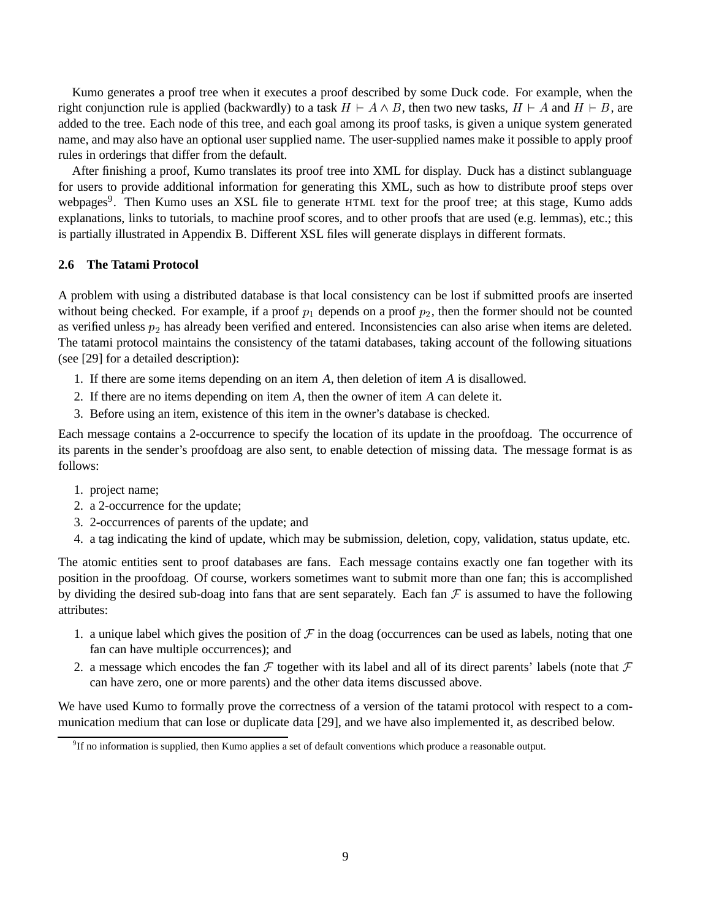Kumo generates a proof tree when it executes a proof described by some Duck code. For example, when the right conjunction rule is applied (backwardly) to a task $H \vdash A \wedge B$, then two new tasks, $H \vdash A$ and $H \vdash B$, are added to the tree. Each node of this tree, and each goal among its proof tasks, is given a unique system generated name, and may also have an optional user supplied name. The user-supplied names make it possible to apply proof rules in orderings that differ from the default.

After finishing a proof, Kumo translates its proof tree into XML for display. Duck has a distinct sublanguage for users to provide additional information for generating this XML, such as how to distribute proof steps over webpages[9]. Then Kumo uses an XSL file to generate HTML text for the proof tree; at this stage, Kumo adds explanations, links to tutorials, to machine proof scores, and to other proofs that are used (e.g. lemmas), etc.; this is partially illustrated in Appendix B. Different XSL files will generate displays in different formats.

### 2.6 The Tatami Protocol

A problem with using a distributed database is that local consistency can be lost if submitted proofs are inserted without being checked. For example, if a proof $p_1$ depends on a proof $p_2$, then the former should not be counted as verified unless $p_2$ has already been verified and entered. Inconsistencies can also arise when items are deleted. The tatami protocol maintains the consistency of the tatami databases, taking account of the following situations (see [29] for a detailed description):

1. If there are some items depending on an item $A$, then deletion of item $A$ is disallowed.
2. If there are no items depending on item $A$, then the owner of item $A$ can delete it.
3. Before using an item, existence of this item in the owner's database is checked.

Each message contains a 2-occurrence to specify the location of its update in the proofdoag. The occurrence of its parents in the sender's proofdoag are also sent, to enable detection of missing data. The message format is as follows:

1. project name;
2. a 2-occurrence for the update;
3. 2-occurrences of parents of the update; and
4. a tag indicating the kind of update, which may be submission, deletion, copy, validation, status update, etc.

The atomic entities sent to proof databases are fans. Each message contains exactly one fan together with its position in the proofdoag. Of course, workers sometimes want to submit more than one fan; this is accomplished by dividing the desired sub-doag into fans that are sent separately. Each fan $\mathcal{F}$ is assumed to have the following attributes:

1. a unique label which gives the position of $\mathcal{F}$ in the doag (occurrences can be used as labels, noting that one fan can have multiple occurrences); and
2. a message which encodes the fan $\mathcal{F}$ together with its label and all of its direct parents' labels (note that $\mathcal{F}$ can have zero, one or more parents) and the other data items discussed above.

We have used Kumo to formally prove the correctness of a version of the tatami protocol with respect to a communication medium that can lose or duplicate data [29], and we have also implemented it, as described below.

[9] If no information is supplied, then Kumo applies a set of default conventions which produce a reasonable output.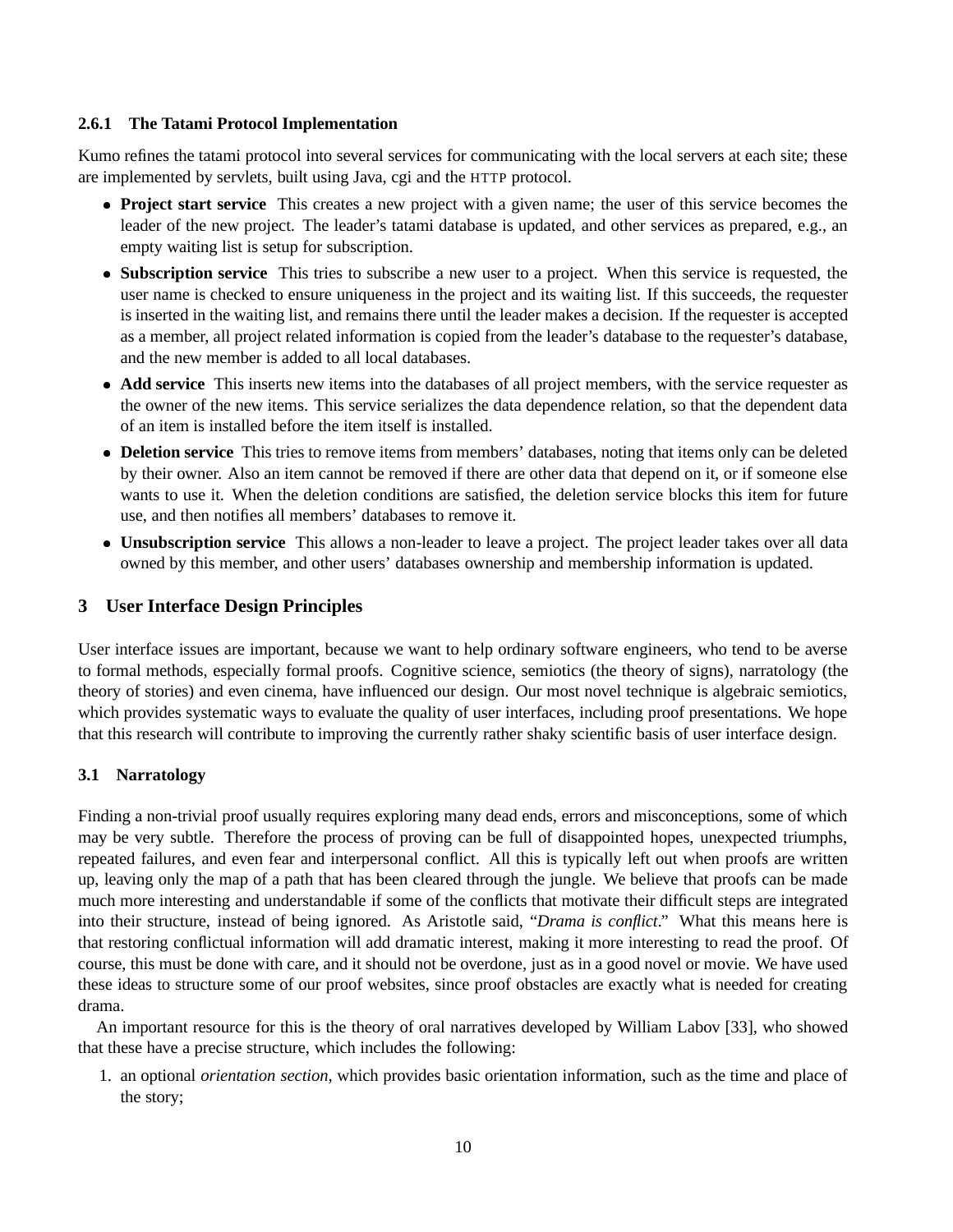#### 2.6.1 The Tatami Protocol Implementation

Kumo refines the tatami protocol into several services for communicating with the local servers at each site; these are implemented by servlets, built using Java, cgi and the HTTP protocol.

- **Project start service** This creates a new project with a given name; the user of this service becomes the leader of the new project. The leader's tatami database is updated, and other services as prepared, e.g., an empty waiting list is setup for subscription.
- **Subscription service** This tries to subscribe a new user to a project. When this service is requested, the user name is checked to ensure uniqueness in the project and its waiting list. If this succeeds, the requester is inserted in the waiting list, and remains there until the leader makes a decision. If the requester is accepted as a member, all project related information is copied from the leader's database to the requester's database, and the new member is added to all local databases.
- **Add service** This inserts new items into the databases of all project members, with the service requester as the owner of the new items. This service serializes the data dependence relation, so that the dependent data of an item is installed before the item itself is installed.
- **Deletion service** This tries to remove items from members' databases, noting that items only can be deleted by their owner. Also an item cannot be removed if there are other data that depend on it, or if someone else wants to use it. When the deletion conditions are satisfied, the deletion service blocks this item for future use, and then notifies all members' databases to remove it.
- **Unsubscription service** This allows a non-leader to leave a project. The project leader takes over all data owned by this member, and other users' databases ownership and membership information is updated.

## 3 User Interface Design Principles

User interface issues are important, because we want to help ordinary software engineers, who tend to be averse to formal methods, especially formal proofs. Cognitive science, semiotics (the theory of signs), narratology (the theory of stories) and even cinema, have influenced our design. Our most novel technique is algebraic semiotics, which provides systematic ways to evaluate the quality of user interfaces, including proof presentations. We hope that this research will contribute to improving the currently rather shaky scientific basis of user interface design.

### 3.1 Narratology

Finding a non-trivial proof usually requires exploring many dead ends, errors and misconceptions, some of which may be very subtle. Therefore the process of proving can be full of disappointed hopes, unexpected triumphs, repeated failures, and even fear and interpersonal conflict. All this is typically left out when proofs are written up, leaving only the map of a path that has been cleared through the jungle. We believe that proofs can be made much more interesting and understandable if some of the conflicts that motivate their difficult steps are integrated into their structure, instead of being ignored. As Aristotle said, "*Drama is conflict*." What this means here is that restoring conflictual information will add dramatic interest, making it more interesting to read the proof. Of course, this must be done with care, and it should not be overdone, just as in a good novel or movie. We have used these ideas to structure some of our proof websites, since proof obstacles are exactly what is needed for creating drama.

An important resource for this is the theory of oral narratives developed by William Labov [33], who showed that these have a precise structure, which includes the following:

1. an optional *orientation section*, which provides basic orientation information, such as the time and place of the story;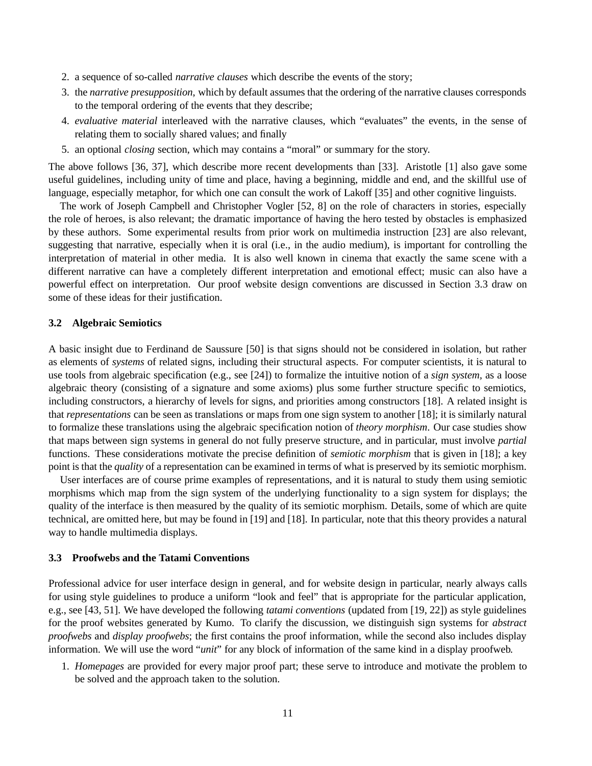2. a sequence of so-called *narrative clauses* which describe the events of the story;
3. the *narrative presupposition*, which by default assumes that the ordering of the narrative clauses corresponds to the temporal ordering of the events that they describe;
4. *evaluative material* interleaved with the narrative clauses, which "evaluates" the events, in the sense of relating them to socially shared values; and finally
5. an optional *closing* section, which may contains a "moral" or summary for the story.

The above follows [36, 37], which describe more recent developments than [33]. Aristotle [1] also gave some useful guidelines, including unity of time and place, having a beginning, middle and end, and the skillful use of language, especially metaphor, for which one can consult the work of Lakoff [35] and other cognitive linguists.

The work of Joseph Campbell and Christopher Vogler [52, 8] on the role of characters in stories, especially the role of heroes, is also relevant; the dramatic importance of having the hero tested by obstacles is emphasized by these authors. Some experimental results from prior work on multimedia instruction [23] are also relevant, suggesting that narrative, especially when it is oral (i.e., in the audio medium), is important for controlling the interpretation of material in other media. It is also well known in cinema that exactly the same scene with a different narrative can have a completely different interpretation and emotional effect; music can also have a powerful effect on interpretation. Our proof website design conventions are discussed in Section 3.3 draw on some of these ideas for their justification.

### 3.2 Algebraic Semiotics

A basic insight due to Ferdinand de Saussure [50] is that signs should not be considered in isolation, but rather as elements of *systems* of related signs, including their structural aspects. For computer scientists, it is natural to use tools from algebraic specification (e.g., see [24]) to formalize the intuitive notion of a *sign system*, as a loose algebraic theory (consisting of a signature and some axioms) plus some further structure specific to semiotics, including constructors, a hierarchy of levels for signs, and priorities among constructors [18]. A related insight is that *representations* can be seen as translations or maps from one sign system to another [18]; it is similarly natural to formalize these translations using the algebraic specification notion of *theory morphism*. Our case studies show that maps between sign systems in general do not fully preserve structure, and in particular, must involve *partial* functions. These considerations motivate the precise definition of *semiotic morphism* that is given in [18]; a key point is that the *quality* of a representation can be examined in terms of what is preserved by its semiotic morphism.

User interfaces are of course prime examples of representations, and it is natural to study them using semiotic morphisms which map from the sign system of the underlying functionality to a sign system for displays; the quality of the interface is then measured by the quality of its semiotic morphism. Details, some of which are quite technical, are omitted here, but may be found in [19] and [18]. In particular, note that this theory provides a natural way to handle multimedia displays.

### 3.3 Proofwebs and the Tatami Conventions

Professional advice for user interface design in general, and for website design in particular, nearly always calls for using style guidelines to produce a uniform "look and feel" that is appropriate for the particular application, e.g., see [43, 51]. We have developed the following *tatami conventions* (updated from [19, 22]) as style guidelines for the proof websites generated by Kumo. To clarify the discussion, we distinguish sign systems for *abstract proofwebs* and *display proofwebs*; the first contains the proof information, while the second also includes display information. We will use the word "*unit*" for any block of information of the same kind in a display proofweb.

1. *Homepages* are provided for every major proof part; these serve to introduce and motivate the problem to be solved and the approach taken to the solution.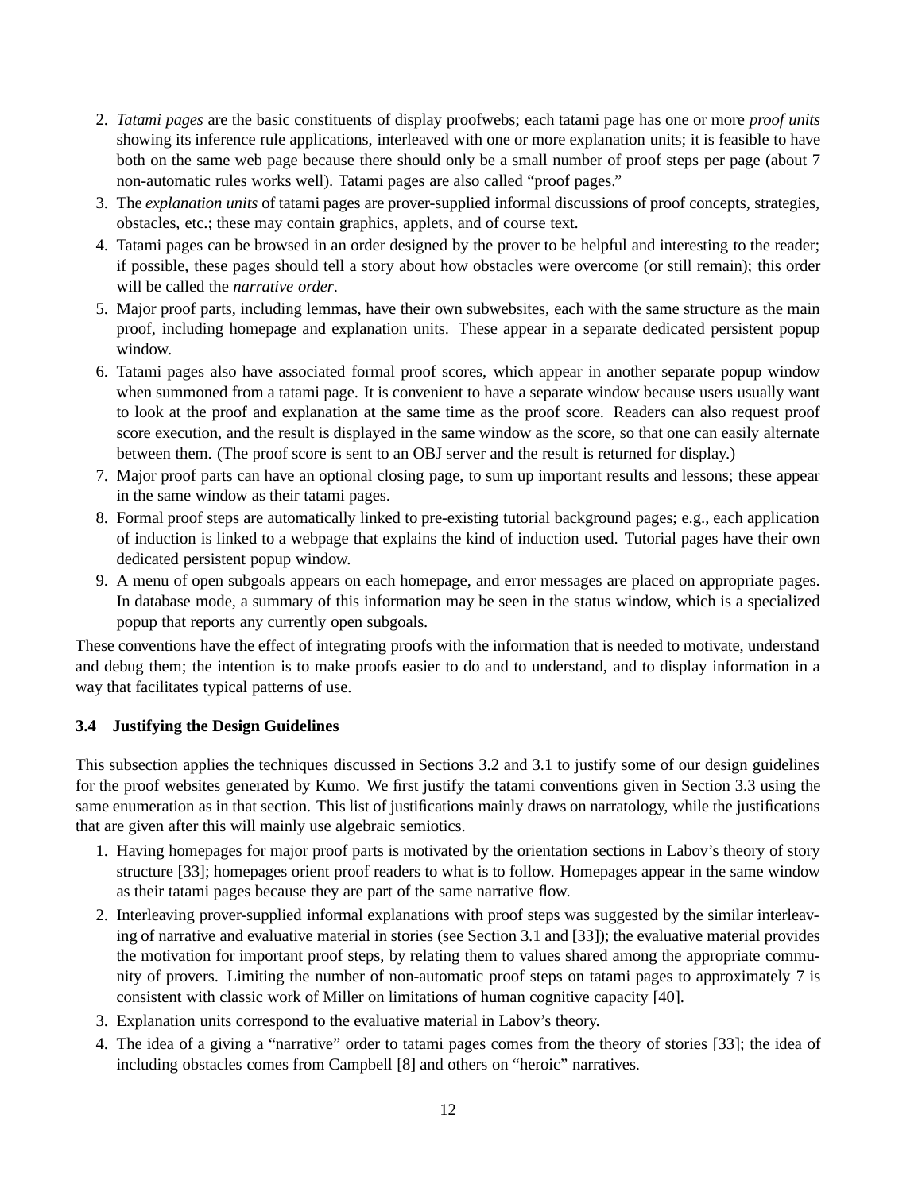2. *Tatami pages* are the basic constituents of display proofwebs; each tatami page has one or more *proof units* showing its inference rule applications, interleaved with one or more explanation units; it is feasible to have both on the same web page because there should only be a small number of proof steps per page (about 7 non-automatic rules works well). Tatami pages are also called "proof pages."
3. The *explanation units* of tatami pages are prover-supplied informal discussions of proof concepts, strategies, obstacles, etc.; these may contain graphics, applets, and of course text.
4. Tatami pages can be browsed in an order designed by the prover to be helpful and interesting to the reader; if possible, these pages should tell a story about how obstacles were overcome (or still remain); this order will be called the *narrative order*.
5. Major proof parts, including lemmas, have their own subwebsites, each with the same structure as the main proof, including homepage and explanation units. These appear in a separate dedicated persistent popup window.
6. Tatami pages also have associated formal proof scores, which appear in another separate popup window when summoned from a tatami page. It is convenient to have a separate window because users usually want to look at the proof and explanation at the same time as the proof score. Readers can also request proof score execution, and the result is displayed in the same window as the score, so that one can easily alternate between them. (The proof score is sent to an OBJ server and the result is returned for display.)
7. Major proof parts can have an optional closing page, to sum up important results and lessons; these appear in the same window as their tatami pages.
8. Formal proof steps are automatically linked to pre-existing tutorial background pages; e.g., each application of induction is linked to a webpage that explains the kind of induction used. Tutorial pages have their own dedicated persistent popup window.
9. A menu of open subgoals appears on each homepage, and error messages are placed on appropriate pages. In database mode, a summary of this information may be seen in the status window, which is a specialized popup that reports any currently open subgoals.

These conventions have the effect of integrating proofs with the information that is needed to motivate, understand and debug them; the intention is to make proofs easier to do and to understand, and to display information in a way that facilitates typical patterns of use.

### 3.4 Justifying the Design Guidelines

This subsection applies the techniques discussed in Sections 3.2 and 3.1 to justify some of our design guidelines for the proof websites generated by Kumo. We first justify the tatami conventions given in Section 3.3 using the same enumeration as in that section. This list of justifications mainly draws on narratology, while the justifications that are given after this will mainly use algebraic semiotics.

1. Having homepages for major proof parts is motivated by the orientation sections in Labov's theory of story structure [33]; homepages orient proof readers to what is to follow. Homepages appear in the same window as their tatami pages because they are part of the same narrative flow.
2. Interleaving prover-supplied informal explanations with proof steps was suggested by the similar interleaving of narrative and evaluative material in stories (see Section 3.1 and [33]); the evaluative material provides the motivation for important proof steps, by relating them to values shared among the appropriate community of provers. Limiting the number of non-automatic proof steps on tatami pages to approximately 7 is consistent with classic work of Miller on limitations of human cognitive capacity [40].
3. Explanation units correspond to the evaluative material in Labov's theory.
4. The idea of a giving a "narrative" order to tatami pages comes from the theory of stories [33]; the idea of including obstacles comes from Campbell [8] and others on "heroic" narratives.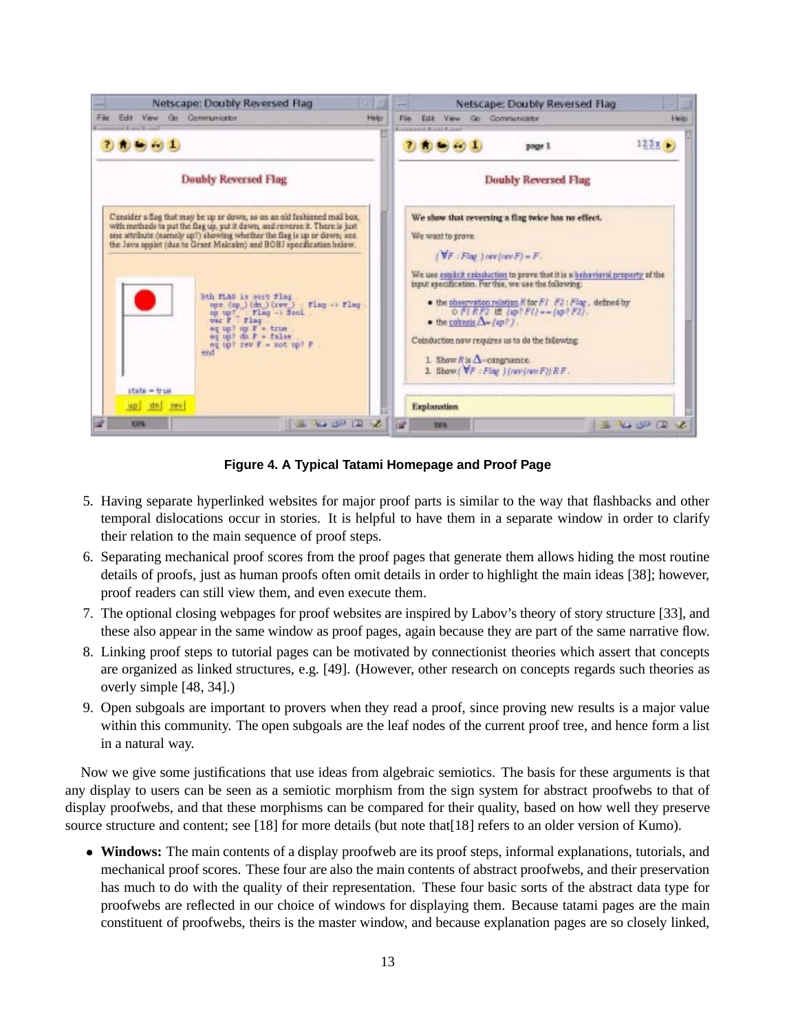Figure 4. A Typical Tatami Homepage and Proof Page

5. Having separate hyperlinked websites for major proof parts is similar to the way that flashbacks and other temporal dislocations occur in stories. It is helpful to have them in a separate window in order to clarify their relation to the main sequence of proof steps.
6. Separating mechanical proof scores from the proof pages that generate them allows hiding the most routine details of proofs, just as human proofs often omit details in order to highlight the main ideas [38]; however, proof readers can still view them, and even execute them.
7. The optional closing webpages for proof websites are inspired by Labov's theory of story structure [33], and these also appear in the same window as proof pages, again because they are part of the same narrative flow.
8. Linking proof steps to tutorial pages can be motivated by connectionist theories which assert that concepts are organized as linked structures, e.g. [49]. (However, other research on concepts regards such theories as overly simple [48, 34].)
9. Open subgoals are important to provers when they read a proof, since proving new results is a major value within this community. The open subgoals are the leaf nodes of the current proof tree, and hence form a list in a natural way.

Now we give some justifications that use ideas from algebraic semiotics. The basis for these arguments is that any display to users can be seen as a semiotic morphism from the sign system for abstract proofwebs to that of display proofwebs, and that these morphisms can be compared for their quality, based on how well they preserve source structure and content; see [18] for more details (but note that[18] refers to an older version of Kumo).

- **Windows:** The main contents of a display proofweb are its proof steps, informal explanations, tutorials, and mechanical proof scores. These four are also the main contents of abstract proofwebs, and their preservation has much to do with the quality of their representation. These four basic sorts of the abstract data type for proofwebs are reflected in our choice of windows for displaying them. Because tatami pages are the main constituent of proofwebs, theirs is the master window, and because explanation pages are so closely linked,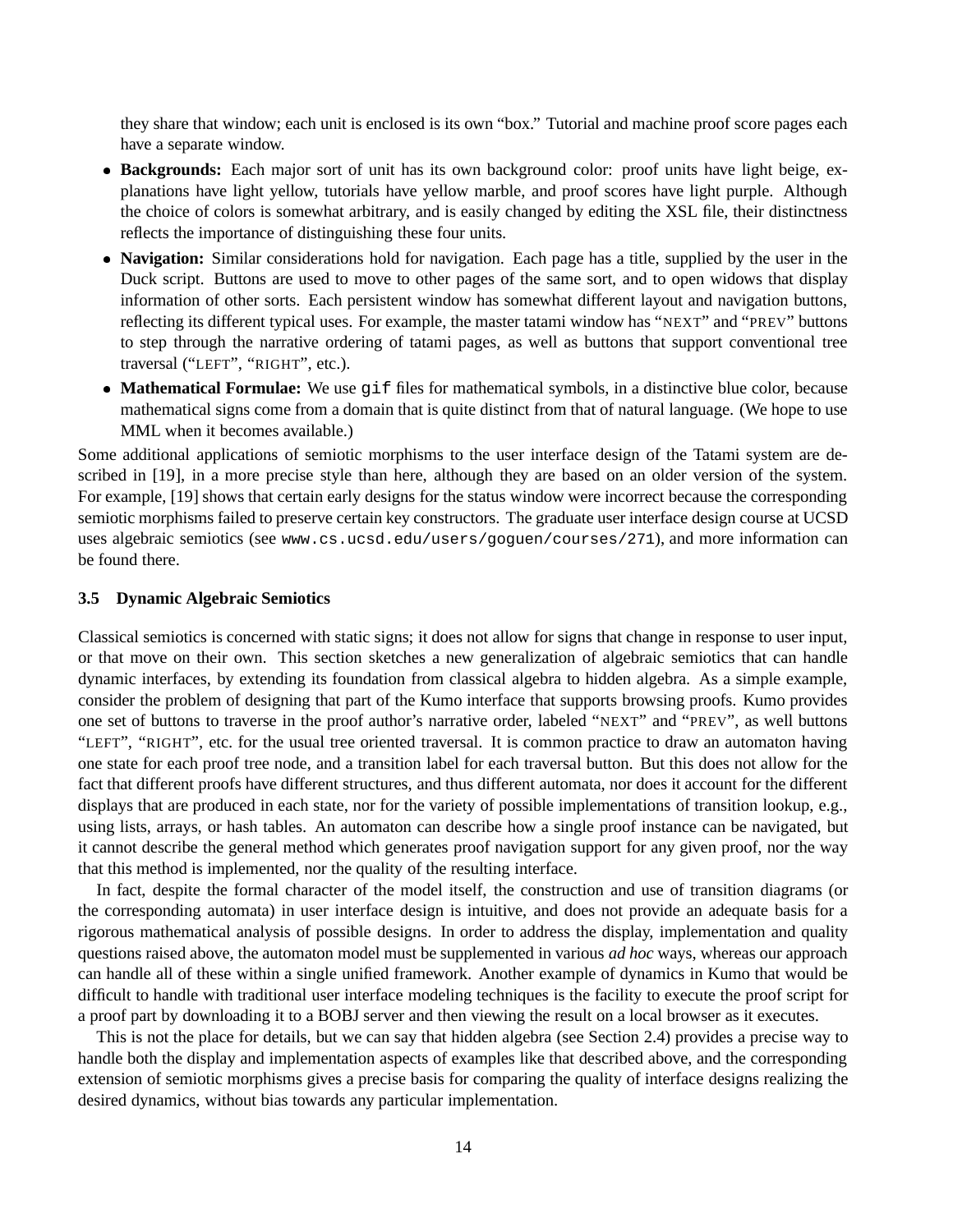they share that window; each unit is enclosed is its own "box." Tutorial and machine proof score pages each have a separate window.

- **Backgrounds:** Each major sort of unit has its own background color: proof units have light beige, explanations have light yellow, tutorials have yellow marble, and proof scores have light purple. Although the choice of colors is somewhat arbitrary, and is easily changed by editing the XSL file, their distinctness reflects the importance of distinguishing these four units.
- **Navigation:** Similar considerations hold for navigation. Each page has a title, supplied by the user in the Duck script. Buttons are used to move to other pages of the same sort, and to open widows that display information of other sorts. Each persistent window has somewhat different layout and navigation buttons, reflecting its different typical uses. For example, the master tatami window has "NEXT" and "PREV" buttons to step through the narrative ordering of tatami pages, as well as buttons that support conventional tree traversal ("LEFT", "RIGHT", etc.).
- **Mathematical Formulae:** We use `gif` files for mathematical symbols, in a distinctive blue color, because mathematical signs come from a domain that is quite distinct from that of natural language. (We hope to use MML when it becomes available.)

Some additional applications of semiotic morphisms to the user interface design of the Tatami system are described in [19], in a more precise style than here, although they are based on an older version of the system. For example, [19] shows that certain early designs for the status window were incorrect because the corresponding semiotic morphisms failed to preserve certain key constructors. The graduate user interface design course at UCSD uses algebraic semiotics (see `www.cs.ucsd.edu/users/goguen/courses/271`), and more information can be found there.

### 3.5 Dynamic Algebraic Semiotics

Classical semiotics is concerned with static signs; it does not allow for signs that change in response to user input, or that move on their own. This section sketches a new generalization of algebraic semiotics that can handle dynamic interfaces, by extending its foundation from classical algebra to hidden algebra. As a simple example, consider the problem of designing that part of the Kumo interface that supports browsing proofs. Kumo provides one set of buttons to traverse in the proof author's narrative order, labeled "NEXT" and "PREV", as well buttons "LEFT", "RIGHT", etc. for the usual tree oriented traversal. It is common practice to draw an automaton having one state for each proof tree node, and a transition label for each traversal button. But this does not allow for the fact that different proofs have different structures, and thus different automata, nor does it account for the different displays that are produced in each state, nor for the variety of possible implementations of transition lookup, e.g., using lists, arrays, or hash tables. An automaton can describe how a single proof instance can be navigated, but it cannot describe the general method which generates proof navigation support for any given proof, nor the way that this method is implemented, nor the quality of the resulting interface.

In fact, despite the formal character of the model itself, the construction and use of transition diagrams (or the corresponding automata) in user interface design is intuitive, and does not provide an adequate basis for a rigorous mathematical analysis of possible designs. In order to address the display, implementation and quality questions raised above, the automaton model must be supplemented in various *ad hoc* ways, whereas our approach can handle all of these within a single unified framework. Another example of dynamics in Kumo that would be difficult to handle with traditional user interface modeling techniques is the facility to execute the proof script for a proof part by downloading it to a BOBJ server and then viewing the result on a local browser as it executes.

This is not the place for details, but we can say that hidden algebra (see Section 2.4) provides a precise way to handle both the display and implementation aspects of examples like that described above, and the corresponding extension of semiotic morphisms gives a precise basis for comparing the quality of interface designs realizing the desired dynamics, without bias towards any particular implementation.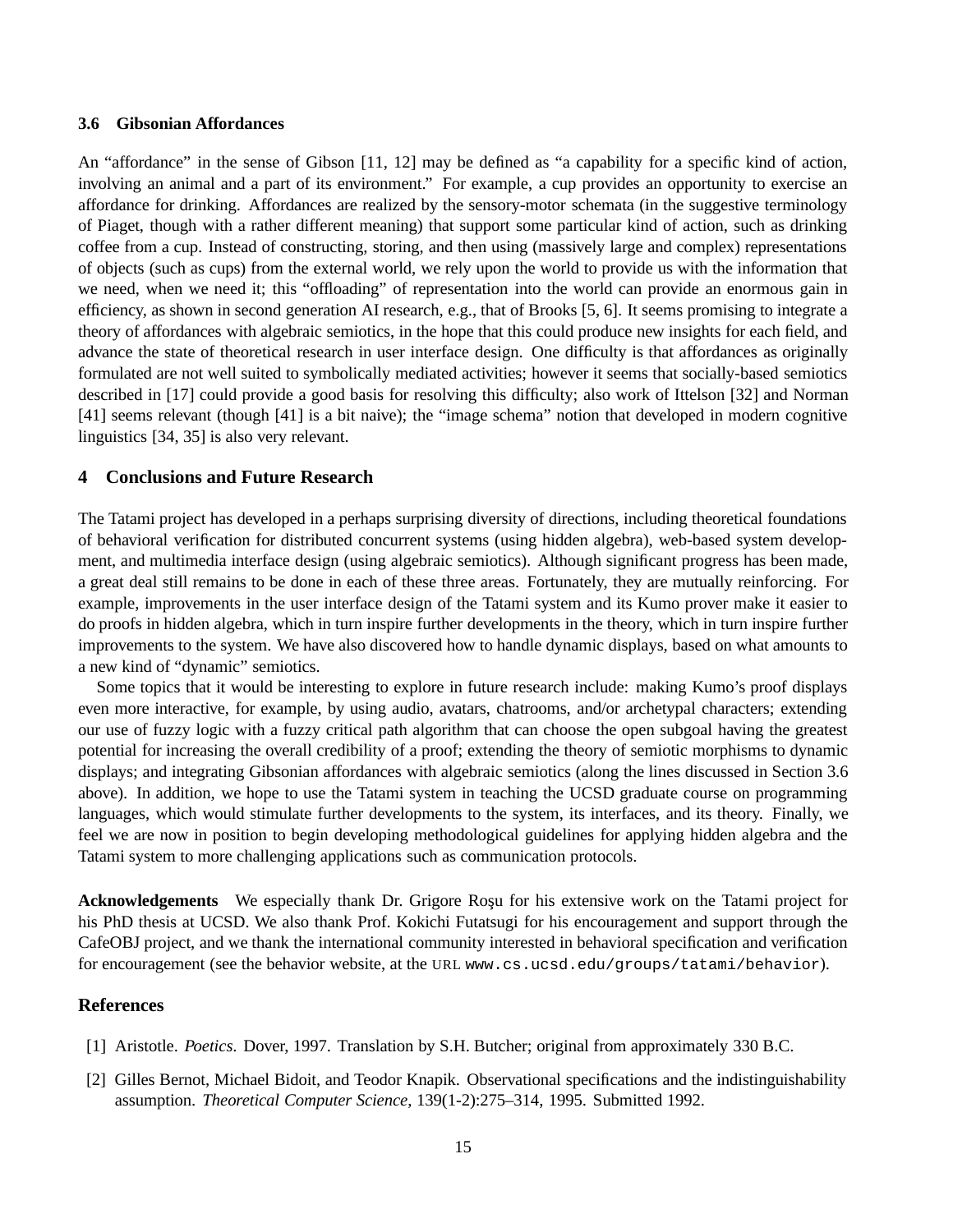### 3.6 Gibsonian Affordances

An "affordance" in the sense of Gibson [11, 12] may be defined as "a capability for a specific kind of action, involving an animal and a part of its environment." For example, a cup provides an opportunity to exercise an affordance for drinking. Affordances are realized by the sensory-motor schemata (in the suggestive terminology of Piaget, though with a rather different meaning) that support some particular kind of action, such as drinking coffee from a cup. Instead of constructing, storing, and then using (massively large and complex) representations of objects (such as cups) from the external world, we rely upon the world to provide us with the information that we need, when we need it; this "offloading" of representation into the world can provide an enormous gain in efficiency, as shown in second generation AI research, e.g., that of Brooks [5, 6]. It seems promising to integrate a theory of affordances with algebraic semiotics, in the hope that this could produce new insights for each field, and advance the state of theoretical research in user interface design. One difficulty is that affordances as originally formulated are not well suited to symbolically mediated activities; however it seems that socially-based semiotics described in [17] could provide a good basis for resolving this difficulty; also work of Ittelson [32] and Norman [41] seems relevant (though [41] is a bit naive); the "image schema" notion that developed in modern cognitive linguistics [34, 35] is also very relevant.

## 4 Conclusions and Future Research

The Tatami project has developed in a perhaps surprising diversity of directions, including theoretical foundations of behavioral verification for distributed concurrent systems (using hidden algebra), web-based system development, and multimedia interface design (using algebraic semiotics). Although significant progress has been made, a great deal still remains to be done in each of these three areas. Fortunately, they are mutually reinforcing. For example, improvements in the user interface design of the Tatami system and its Kumo prover make it easier to do proofs in hidden algebra, which in turn inspire further developments in the theory, which in turn inspire further improvements to the system. We have also discovered how to handle dynamic displays, based on what amounts to a new kind of "dynamic" semiotics.

Some topics that it would be interesting to explore in future research include: making Kumo's proof displays even more interactive, for example, by using audio, avatars, chatrooms, and/or archetypal characters; extending our use of fuzzy logic with a fuzzy critical path algorithm that can choose the open subgoal having the greatest potential for increasing the overall credibility of a proof; extending the theory of semiotic morphisms to dynamic displays; and integrating Gibsonian affordances with algebraic semiotics (along the lines discussed in Section 3.6 above). In addition, we hope to use the Tatami system in teaching the UCSD graduate course on programming languages, which would stimulate further developments to the system, its interfaces, and its theory. Finally, we feel we are now in position to begin developing methodological guidelines for applying hidden algebra and the Tatami system to more challenging applications such as communication protocols.

**Acknowledgements** We especially thank Dr. Grigore Roşu for his extensive work on the Tatami project for his PhD thesis at UCSD. We also thank Prof. Kokichi Futatsugi for his encouragement and support through the CafeOBJ project, and we thank the international community interested in behavioral specification and verification for encouragement (see the behavior website, at the URL `www.cs.ucsd.edu/groups/tatami/behavior`).

## References

[1] Aristotle. *Poetics*. Dover, 1997. Translation by S.H. Butcher; original from approximately 330 B.C.

[2] Gilles Bernot, Michael Bidoit, and Teodor Knapik. Observational specifications and the indistinguishability assumption. *Theoretical Computer Science*, 139(1-2):275–314, 1995. Submitted 1992.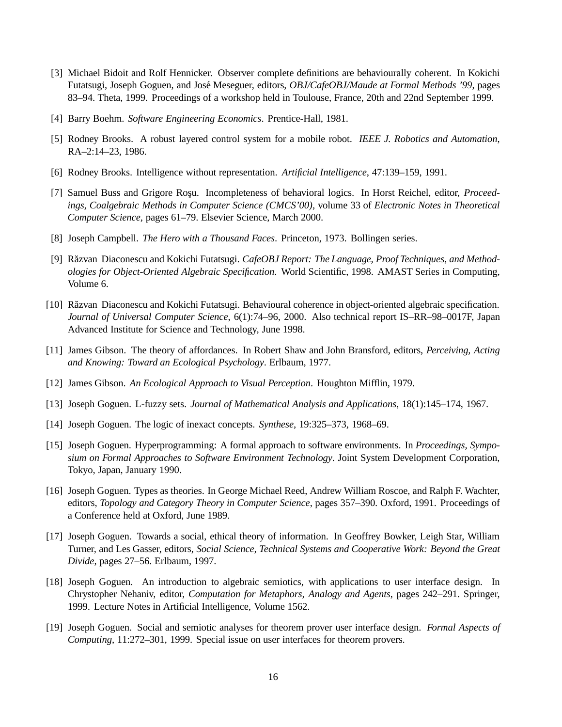[3] Michael Bidoit and Rolf Hennicker. Observer complete definitions are behaviourally coherent. In Kokichi Futatsugi, Joseph Goguen, and José Meseguer, editors, *OBJ/CafeOBJ/Maude at Formal Methods '99*, pages 83–94. Theta, 1999. Proceedings of a workshop held in Toulouse, France, 20th and 22nd September 1999.

[4] Barry Boehm. *Software Engineering Economics*. Prentice-Hall, 1981.

[5] Rodney Brooks. A robust layered control system for a mobile robot. *IEEE J. Robotics and Automation*, RA–2:14–23, 1986.

[6] Rodney Brooks. Intelligence without representation. *Artificial Intelligence*, 47:139–159, 1991.

[7] Samuel Buss and Grigore Roşu. Incompleteness of behavioral logics. In Horst Reichel, editor, *Proceedings, Coalgebraic Methods in Computer Science (CMCS'00)*, volume 33 of *Electronic Notes in Theoretical Computer Science*, pages 61–79. Elsevier Science, March 2000.

[8] Joseph Campbell. *The Hero with a Thousand Faces*. Princeton, 1973. Bollingen series.

[9] Răzvan Diaconescu and Kokichi Futatsugi. *CafeOBJ Report: The Language, Proof Techniques, and Methodologies for Object-Oriented Algebraic Specification*. World Scientific, 1998. AMAST Series in Computing, Volume 6.

[10] Răzvan Diaconescu and Kokichi Futatsugi. Behavioural coherence in object-oriented algebraic specification. *Journal of Universal Computer Science*, 6(1):74–96, 2000. Also technical report IS–RR–98–0017F, Japan Advanced Institute for Science and Technology, June 1998.

[11] James Gibson. The theory of affordances. In Robert Shaw and John Bransford, editors, *Perceiving, Acting and Knowing: Toward an Ecological Psychology*. Erlbaum, 1977.

[12] James Gibson. *An Ecological Approach to Visual Perception*. Houghton Mifflin, 1979.

[13] Joseph Goguen. L-fuzzy sets. *Journal of Mathematical Analysis and Applications*, 18(1):145–174, 1967.

[14] Joseph Goguen. The logic of inexact concepts. *Synthese*, 19:325–373, 1968–69.

[15] Joseph Goguen. Hyperprogramming: A formal approach to software environments. In *Proceedings, Symposium on Formal Approaches to Software Environment Technology*. Joint System Development Corporation, Tokyo, Japan, January 1990.

[16] Joseph Goguen. Types as theories. In George Michael Reed, Andrew William Roscoe, and Ralph F. Wachter, editors, *Topology and Category Theory in Computer Science*, pages 357–390. Oxford, 1991. Proceedings of a Conference held at Oxford, June 1989.

[17] Joseph Goguen. Towards a social, ethical theory of information. In Geoffrey Bowker, Leigh Star, William Turner, and Les Gasser, editors, *Social Science, Technical Systems and Cooperative Work: Beyond the Great Divide*, pages 27–56. Erlbaum, 1997.

[18] Joseph Goguen. An introduction to algebraic semiotics, with applications to user interface design. In Chrystopher Nehaniv, editor, *Computation for Metaphors, Analogy and Agents*, pages 242–291. Springer, 1999. Lecture Notes in Artificial Intelligence, Volume 1562.

[19] Joseph Goguen. Social and semiotic analyses for theorem prover user interface design. *Formal Aspects of Computing*, 11:272–301, 1999. Special issue on user interfaces for theorem provers.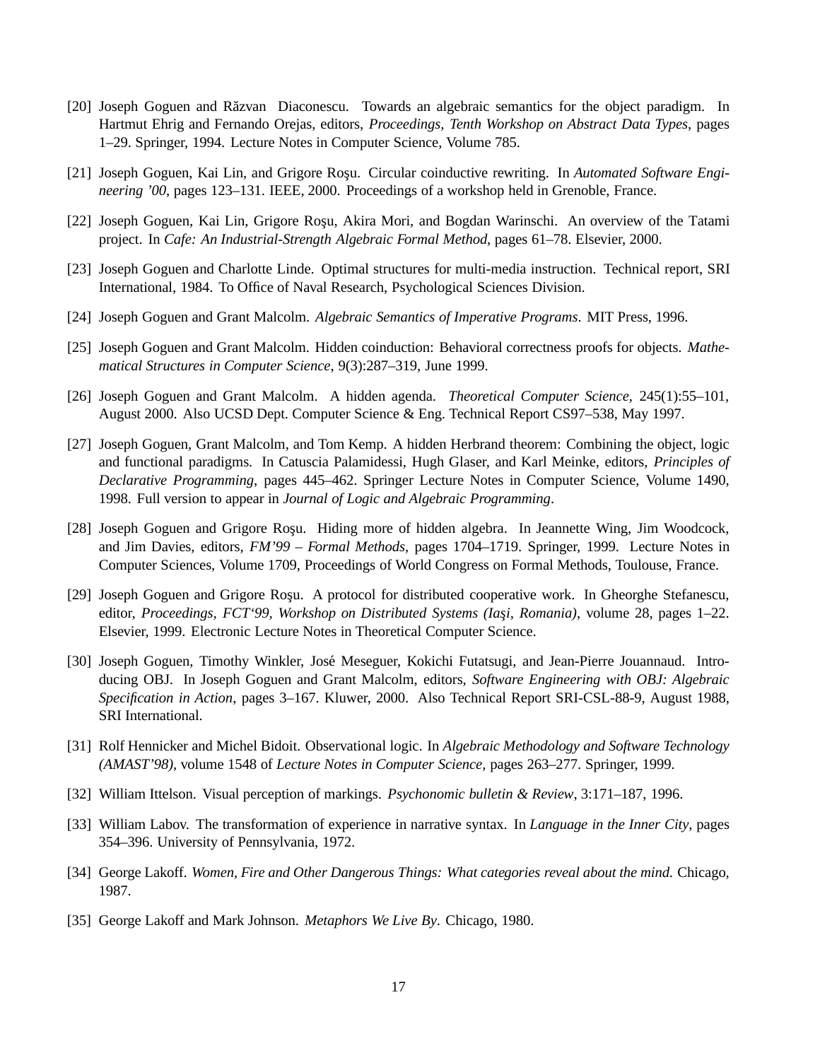[20] Joseph Goguen and Răzvan Diaconescu. Towards an algebraic semantics for the object paradigm. In Hartmut Ehrig and Fernando Orejas, editors, *Proceedings, Tenth Workshop on Abstract Data Types*, pages 1–29. Springer, 1994. Lecture Notes in Computer Science, Volume 785.

[21] Joseph Goguen, Kai Lin, and Grigore Roşu. Circular coinductive rewriting. In *Automated Software Engineering '00*, pages 123–131. IEEE, 2000. Proceedings of a workshop held in Grenoble, France.

[22] Joseph Goguen, Kai Lin, Grigore Roşu, Akira Mori, and Bogdan Warinschi. An overview of the Tatami project. In *Cafe: An Industrial-Strength Algebraic Formal Method*, pages 61–78. Elsevier, 2000.

[23] Joseph Goguen and Charlotte Linde. Optimal structures for multi-media instruction. Technical report, SRI International, 1984. To Office of Naval Research, Psychological Sciences Division.

[24] Joseph Goguen and Grant Malcolm. *Algebraic Semantics of Imperative Programs*. MIT Press, 1996.

[25] Joseph Goguen and Grant Malcolm. Hidden coinduction: Behavioral correctness proofs for objects. *Mathematical Structures in Computer Science*, 9(3):287–319, June 1999.

[26] Joseph Goguen and Grant Malcolm. A hidden agenda. *Theoretical Computer Science*, 245(1):55–101, August 2000. Also UCSD Dept. Computer Science & Eng. Technical Report CS97–538, May 1997.

[27] Joseph Goguen, Grant Malcolm, and Tom Kemp. A hidden Herbrand theorem: Combining the object, logic and functional paradigms. In Catuscia Palamidessi, Hugh Glaser, and Karl Meinke, editors, *Principles of Declarative Programming*, pages 445–462. Springer Lecture Notes in Computer Science, Volume 1490, 1998. Full version to appear in *Journal of Logic and Algebraic Programming*.

[28] Joseph Goguen and Grigore Roşu. Hiding more of hidden algebra. In Jeannette Wing, Jim Woodcock, and Jim Davies, editors, *FM'99 – Formal Methods*, pages 1704–1719. Springer, 1999. Lecture Notes in Computer Sciences, Volume 1709, Proceedings of World Congress on Formal Methods, Toulouse, France.

[29] Joseph Goguen and Grigore Roşu. A protocol for distributed cooperative work. In Gheorghe Stefanescu, editor, *Proceedings, FCT'99, Workshop on Distributed Systems (Iaşi, Romania)*, volume 28, pages 1–22. Elsevier, 1999. Electronic Lecture Notes in Theoretical Computer Science.

[30] Joseph Goguen, Timothy Winkler, José Meseguer, Kokichi Futatsugi, and Jean-Pierre Jouannaud. Introducing OBJ. In Joseph Goguen and Grant Malcolm, editors, *Software Engineering with OBJ: Algebraic Specification in Action*, pages 3–167. Kluwer, 2000. Also Technical Report SRI-CSL-88-9, August 1988, SRI International.

[31] Rolf Hennicker and Michel Bidoit. Observational logic. In *Algebraic Methodology and Software Technology (AMAST'98)*, volume 1548 of *Lecture Notes in Computer Science*, pages 263–277. Springer, 1999.

[32] William Ittelson. Visual perception of markings. *Psychonomic bulletin & Review*, 3:171–187, 1996.

[33] William Labov. The transformation of experience in narrative syntax. In *Language in the Inner City*, pages 354–396. University of Pennsylvania, 1972.

[34] George Lakoff. *Women, Fire and Other Dangerous Things: What categories reveal about the mind*. Chicago, 1987.

[35] George Lakoff and Mark Johnson. *Metaphors We Live By*. Chicago, 1980.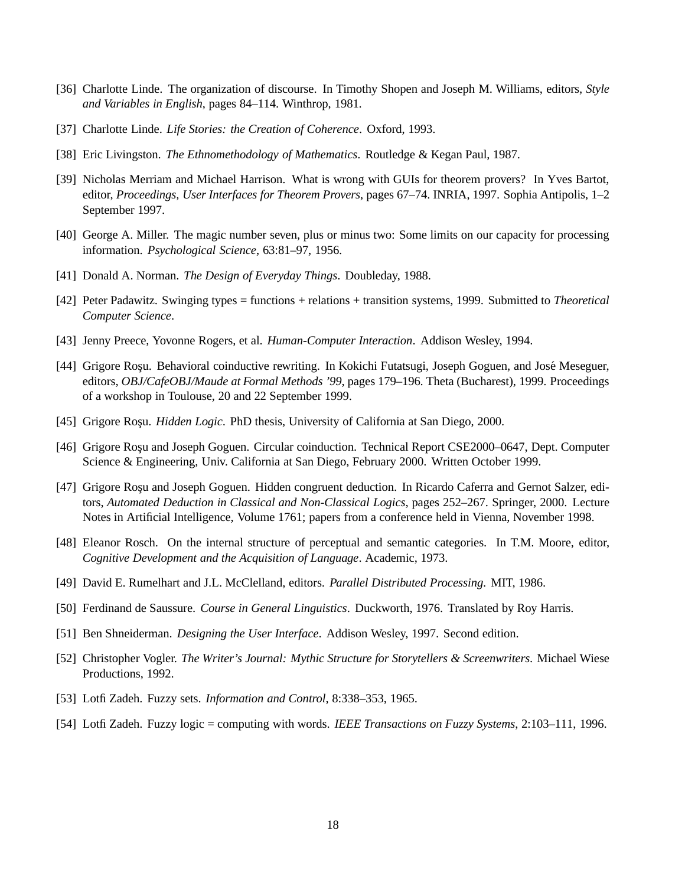[36] Charlotte Linde. The organization of discourse. In Timothy Shopen and Joseph M. Williams, editors, *Style and Variables in English*, pages 84–114. Winthrop, 1981.

[37] Charlotte Linde. *Life Stories: the Creation of Coherence*. Oxford, 1993.

[38] Eric Livingston. *The Ethnomethodology of Mathematics*. Routledge & Kegan Paul, 1987.

[39] Nicholas Merriam and Michael Harrison. What is wrong with GUIs for theorem provers? In Yves Bartot, editor, *Proceedings, User Interfaces for Theorem Provers*, pages 67–74. INRIA, 1997. Sophia Antipolis, 1–2 September 1997.

[40] George A. Miller. The magic number seven, plus or minus two: Some limits on our capacity for processing information. *Psychological Science*, 63:81–97, 1956.

[41] Donald A. Norman. *The Design of Everyday Things*. Doubleday, 1988.

[42] Peter Padawitz. Swinging types = functions + relations + transition systems, 1999. Submitted to *Theoretical Computer Science*.

[43] Jenny Preece, Yovonne Rogers, et al. *Human-Computer Interaction*. Addison Wesley, 1994.

[44] Grigore Roşu. Behavioral coinductive rewriting. In Kokichi Futatsugi, Joseph Goguen, and José Meseguer, editors, *OBJ/CafeOBJ/Maude at Formal Methods '99*, pages 179–196. Theta (Bucharest), 1999. Proceedings of a workshop in Toulouse, 20 and 22 September 1999.

[45] Grigore Roşu. *Hidden Logic*. PhD thesis, University of California at San Diego, 2000.

[46] Grigore Roşu and Joseph Goguen. Circular coinduction. Technical Report CSE2000–0647, Dept. Computer Science & Engineering, Univ. California at San Diego, February 2000. Written October 1999.

[47] Grigore Roşu and Joseph Goguen. Hidden congruent deduction. In Ricardo Caferra and Gernot Salzer, editors, *Automated Deduction in Classical and Non-Classical Logics*, pages 252–267. Springer, 2000. Lecture Notes in Artificial Intelligence, Volume 1761; papers from a conference held in Vienna, November 1998.

[48] Eleanor Rosch. On the internal structure of perceptual and semantic categories. In T.M. Moore, editor, *Cognitive Development and the Acquisition of Language*. Academic, 1973.

[49] David E. Rumelhart and J.L. McClelland, editors. *Parallel Distributed Processing*. MIT, 1986.

[50] Ferdinand de Saussure. *Course in General Linguistics*. Duckworth, 1976. Translated by Roy Harris.

[51] Ben Shneiderman. *Designing the User Interface*. Addison Wesley, 1997. Second edition.

[52] Christopher Vogler. *The Writer's Journal: Mythic Structure for Storytellers & Screenwriters*. Michael Wiese Productions, 1992.

[53] Lotfi Zadeh. Fuzzy sets. *Information and Control*, 8:338–353, 1965.

[54] Lotfi Zadeh. Fuzzy logic = computing with words. *IEEE Transactions on Fuzzy Systems*, 2:103–111, 1996.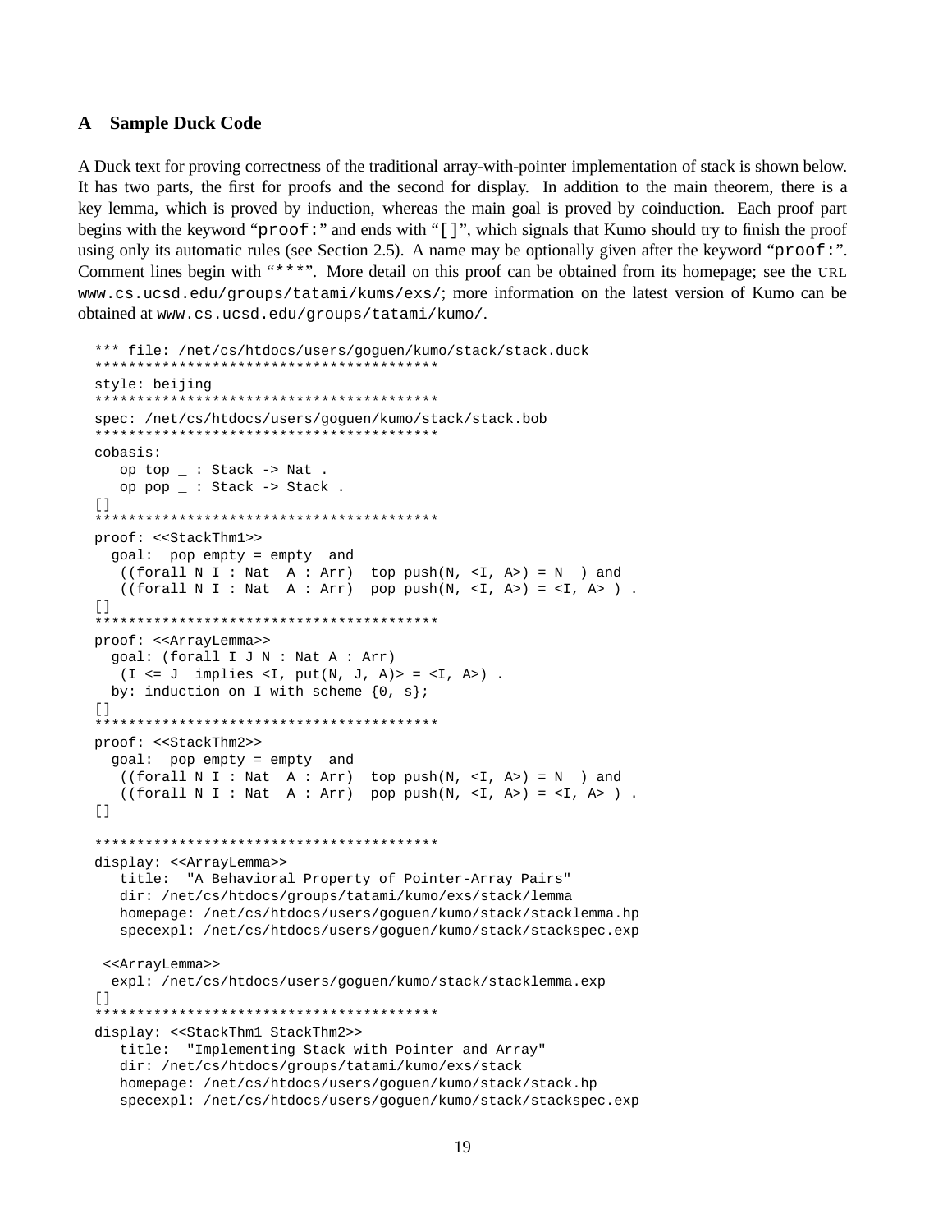## A Sample Duck Code

A Duck text for proving correctness of the traditional array-with-pointer implementation of stack is shown below. It has two parts, the first for proofs and the second for display. In addition to the main theorem, there is a key lemma, which is proved by induction, whereas the main goal is proved by coinduction. Each proof part begins with the keyword "`proof:`" and ends with "`[]`", which signals that Kumo should try to finish the proof using only its automatic rules (see Section 2.5). A name may be optionally given after the keyword "`proof:`". Comment lines begin with "`***`". More detail on this proof can be obtained from its homepage; see the URL `www.cs.ucsd.edu/groups/tatami/kums/exs/`; more information on the latest version of Kumo can be obtained at `www.cs.ucsd.edu/groups/tatami/kumo/`.

```
*** file: /net/cs/htdocs/users/goguen/kumo/stack/stack.duck
*****************************************
style: beijing
*****************************************
spec: /net/cs/htdocs/users/goguen/kumo/stack/stack.bob
*****************************************
cobasis:
   op top _ : Stack -> Nat .
   op pop _ : Stack -> Stack .
[]
*****************************************
proof: <<StackThm1>>
  goal:  pop empty = empty  and
   ((forall N I : Nat  A : Arr)  top push(N, <I, A>) = N  ) and
   ((forall N I : Nat  A : Arr)  pop push(N, <I, A>) = <I, A> ) .
[]
*****************************************
proof: <<ArrayLemma>>
  goal: (forall I J N : Nat A : Arr)
   (I <= J  implies <I, put(N, J, A)> = <I, A>) .
  by: induction on I with scheme {0, s};
[]
*****************************************
proof: <<StackThm2>>
  goal:  pop empty = empty  and
   ((forall N I : Nat  A : Arr)  top push(N, <I, A>) = N  ) and
   ((forall N I : Nat  A : Arr)  pop push(N, <I, A>) = <I, A> ) .
[]

*****************************************
display: <<ArrayLemma>>
   title:  "A Behavioral Property of Pointer-Array Pairs"
   dir: /net/cs/htdocs/groups/tatami/kumo/exs/stack/lemma
   homepage: /net/cs/htdocs/users/goguen/kumo/stack/stacklemma.hp
   specexpl: /net/cs/htdocs/users/goguen/kumo/stack/stackspec.exp

 <<ArrayLemma>>
  expl: /net/cs/htdocs/users/goguen/kumo/stack/stacklemma.exp
[]
*****************************************
display: <<StackThm1 StackThm2>>
   title:  "Implementing Stack with Pointer and Array"
   dir: /net/cs/htdocs/groups/tatami/kumo/exs/stack
   homepage: /net/cs/htdocs/users/goguen/kumo/stack/stack.hp
   specexpl: /net/cs/htdocs/users/goguen/kumo/stack/stackspec.exp
```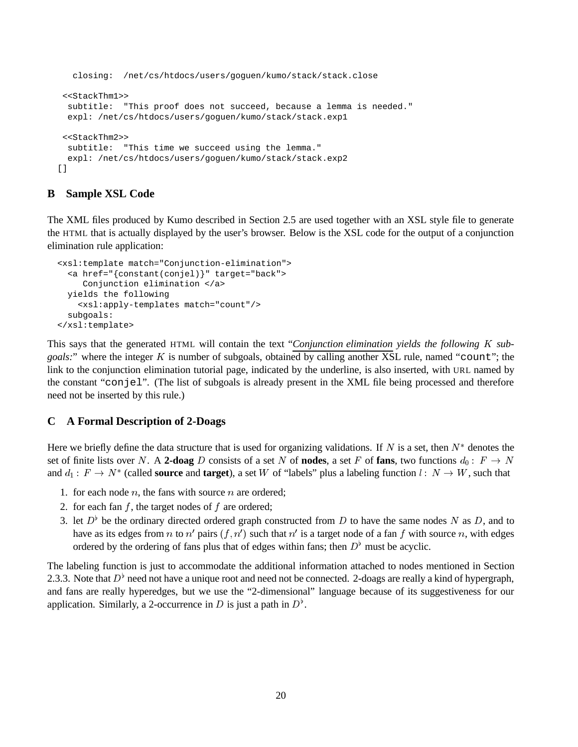```
    closing:  /net/cs/htdocs/users/goguen/kumo/stack/stack.close

  <<StackThm1>>
   subtitle:  "This proof does not succeed, because a lemma is needed."
   expl: /net/cs/htdocs/users/goguen/kumo/stack/stack.exp1

  <<StackThm2>>
   subtitle:  "This time we succeed using the lemma."
   expl: /net/cs/htdocs/users/goguen/kumo/stack/stack.exp2
 []
```

## B Sample XSL Code

The XML files produced by Kumo described in Section 2.5 are used together with an XSL style file to generate the HTML that is actually displayed by the user's browser. Below is the XSL code for the output of a conjunction elimination rule application:

```
<xsl:template match="Conjunction-elimination">
  <a href="{constant(conjel)}" target="back">
     Conjunction elimination </a>
  yields the following
    <xsl:apply-templates match="count"/>
  subgoals:
</xsl:template>
```

This says that the generated HTML will contain the text "*Conjunction elimination yields the following $K$ subgoals:*" where the integer $K$ is number of subgoals, obtained by calling another XSL rule, named "`count`"; the link to the conjunction elimination tutorial page, indicated by the underline, is also inserted, with URL named by the constant "`conjel`". (The list of subgoals is already present in the XML file being processed and therefore need not be inserted by this rule.)

## C A Formal Description of 2-Doags

Here we briefly define the data structure that is used for organizing validations. If $N$ is a set, then $N^*$ denotes the set of finite lists over $N$. A **2-doag** $D$ consists of a set $N$ of **nodes**, a set $F$ of **fans**, two functions $d_0 : F \to N$ and $d_1 : F \to N^*$ (called **source** and **target**), a set $W$ of "labels" plus a labeling function $l : N \to W$, such that

1. for each node $n$, the fans with source $n$ are ordered;
2. for each fan $f$, the target nodes of $f$ are ordered;
3. let $D^\flat$ be the ordinary directed ordered graph constructed from $D$ to have the same nodes $N$ as $D$, and to have as its edges from $n$ to $n'$ pairs $(f, n')$ such that $n'$ is a target node of a fan $f$ with source $n$, with edges ordered by the ordering of fans plus that of edges within fans; then $D^\flat$ must be acyclic.

The labeling function is just to accommodate the additional information attached to nodes mentioned in Section 2.3.3. Note that $D^\flat$ need not have a unique root and need not be connected. 2-doags are really a kind of hypergraph, and fans are really hyperedges, but we use the "2-dimensional" language because of its suggestiveness for our application. Similarly, a 2-occurrence in $D$ is just a path in $D^\flat$.